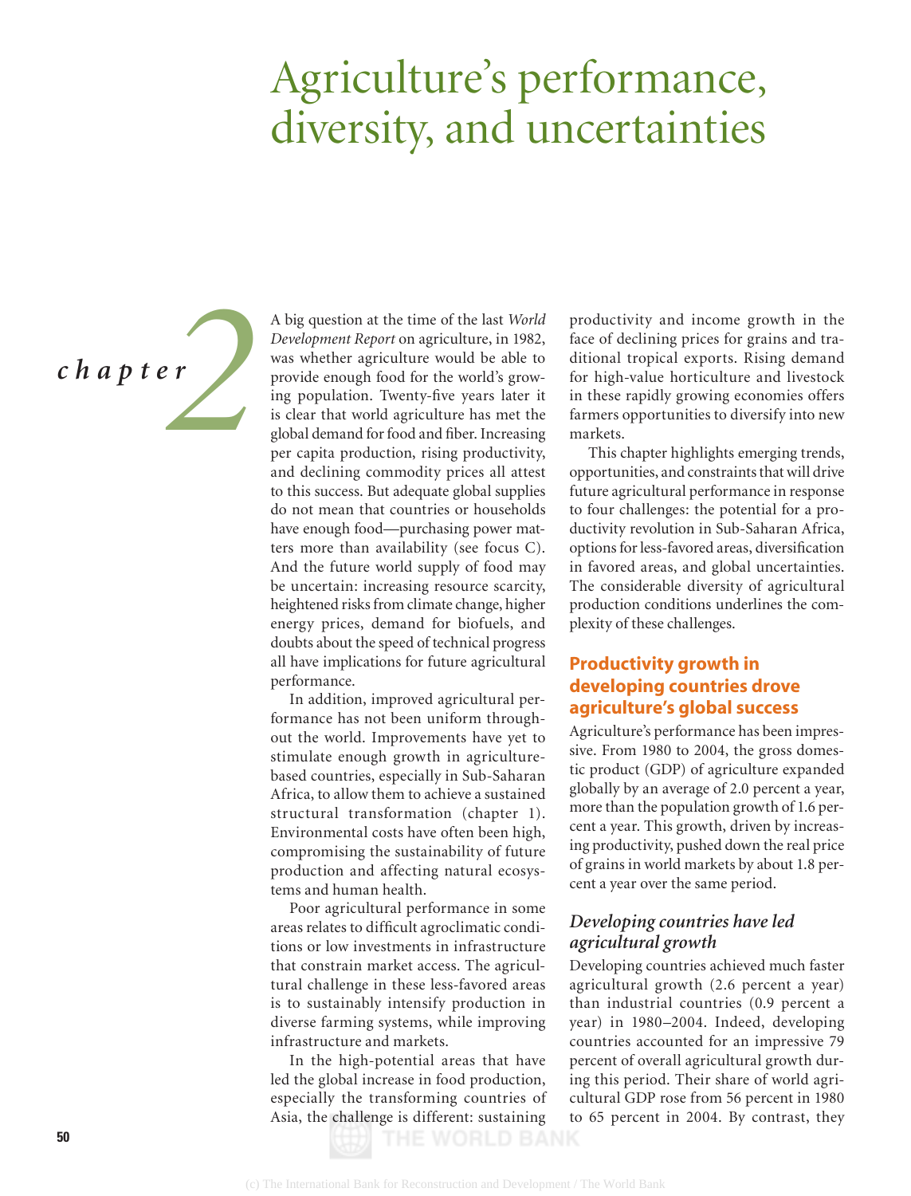# Agriculture's performance, diversity, and uncertainties

*chapter* 2

A big question at the time of the last *World Development Report* on agriculture, in 1982, was whether agriculture would be able to provide enough food for the world's growing population. Twenty-five years later it is clear that world agriculture has met the global demand for food and fiber. Increasing per capita production, rising productivity, and declining commodity prices all attest to this success. But adequate global supplies do not mean that countries or households have enough food—purchasing power matters more than availability (see focus C). And the future world supply of food may be uncertain: increasing resource scarcity, heightened risks from climate change, higher energy prices, demand for biofuels, and doubts about the speed of technical progress all have implications for future agricultural performance.

In addition, improved agricultural performance has not been uniform throughout the world. Improvements have yet to stimulate enough growth in agriculture-based countries, especially in Sub-Saharan Africa, to allow them to achieve a sustained structural transformation (chapter 1). Environmental costs have often been high, compromising the sustainability of future production and affecting natural ecosystems and human health.

Poor agricultural performance in some areas relates to difficult agroclimatic conditions or low investments in infrastructure that constrain market access. The agricultural challenge in these less-favored areas is to sustainably intensify production in diverse farming systems, while improving infrastructure and markets.

In the high-potential areas that have led the global increase in food production, especially the transforming countries of Asia, the challenge is different: sustaining productivity and income growth in the face of declining prices for grains and traditional tropical exports. Rising demand for high-value horticulture and livestock in these rapidly growing economies offers farmers opportunities to diversify into new markets.

This chapter highlights emerging trends, opportunities, and constraints that will drive future agricultural performance in response to four challenges: the potential for a productivity revolution in Sub-Saharan Africa, options for less-favored areas, diversification in favored areas, and global uncertainties. The considerable diversity of agricultural production conditions underlines the complexity of these challenges.

## Productivity growth in developing countries drove agriculture's global success

Agriculture's performance has been impressive. From 1980 to 2004, the gross domestic product (GDP) of agriculture expanded globally by an average of 2.0 percent a year, more than the population growth of 1.6 percent a year. This growth, driven by increasing productivity, pushed down the real price of grains in world markets by about 1.8 percent a year over the same period.

### *Developing countries have led agricultural growth*

Developing countries achieved much faster agricultural growth (2.6 percent a year) than industrial countries (0.9 percent a year) in 1980–2004. Indeed, developing countries accounted for an impressive 79 percent of overall agricultural growth during this period. Their share of world agricultural GDP rose from 56 percent in 1980 to 65 percent in 2004. By contrast, they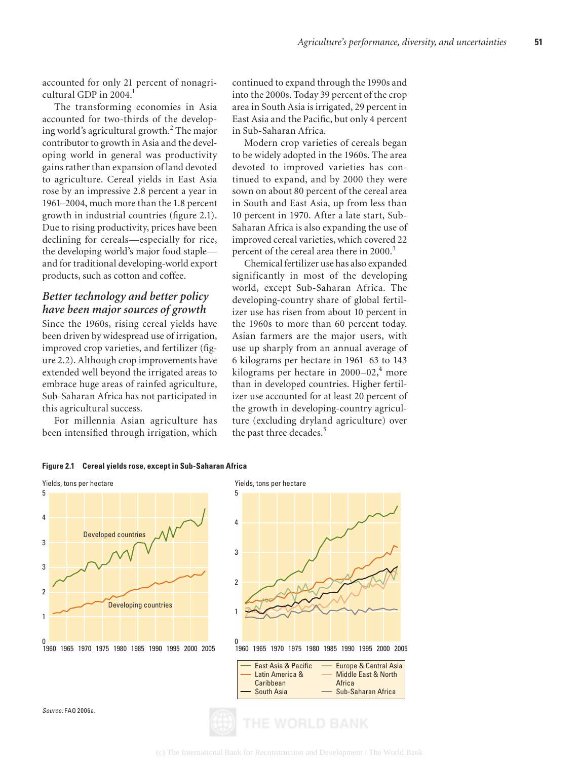accounted for only 21 percent of nonagricultural GDP in 2004.[1]

The transforming economies in Asia accounted for two-thirds of the developing world's agricultural growth.[2] The major contributor to growth in Asia and the developing world in general was productivity gains rather than expansion of land devoted to agriculture. Cereal yields in East Asia rose by an impressive 2.8 percent a year in 1961–2004, much more than the 1.8 percent growth in industrial countries (figure 2.1). Due to rising productivity, prices have been declining for cereals—especially for rice, the developing world's major food staple—and for traditional developing-world export products, such as cotton and coffee.

## *Better technology and better policy have been major sources of growth*

Since the 1960s, rising cereal yields have been driven by widespread use of irrigation, improved crop varieties, and fertilizer (figure 2.2). Although crop improvements have extended well beyond the irrigated areas to embrace huge areas of rainfed agriculture, Sub-Saharan Africa has not participated in this agricultural success.

For millennia Asian agriculture has been intensified through irrigation, which continued to expand through the 1990s and into the 2000s. Today 39 percent of the crop area in South Asia is irrigated, 29 percent in East Asia and the Pacific, but only 4 percent in Sub-Saharan Africa.

Modern crop varieties of cereals began to be widely adopted in the 1960s. The area devoted to improved varieties has continued to expand, and by 2000 they were sown on about 80 percent of the cereal area in South and East Asia, up from less than 10 percent in 1970. After a late start, Sub-Saharan Africa is also expanding the use of improved cereal varieties, which covered 22 percent of the cereal area there in 2000.[3]

Chemical fertilizer use has also expanded significantly in most of the developing world, except Sub-Saharan Africa. The developing-country share of global fertilizer use has risen from about 10 percent in the 1960s to more than 60 percent today. Asian farmers are the major users, with use up sharply from an annual average of 6 kilograms per hectare in 1961–63 to 143 kilograms per hectare in 2000–02,[4] more than in developed countries. Higher fertilizer use accounted for at least 20 percent of the growth in developing-country agriculture (excluding dryland agriculture) over the past three decades.[5]

**Figure 2.1 Cereal yields rose, except in Sub-Saharan Africa**

*Source:* FAO 2006a.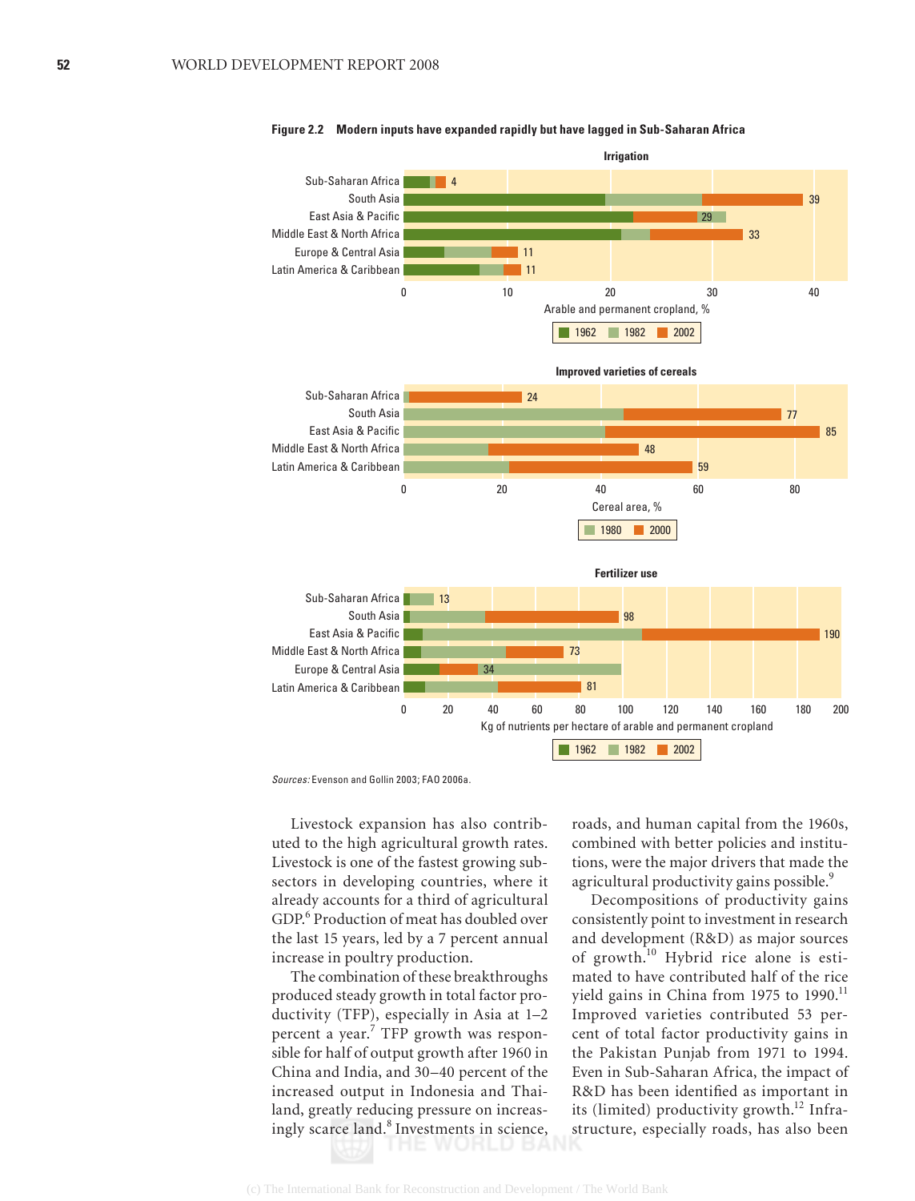**Figure 2.2 Modern inputs have expanded rapidly but have lagged in Sub-Saharan Africa**

**Irrigation**

| | Arable and permanent cropland, % (2002) |
|---|---|
| Sub-Saharan Africa | 4 |
| South Asia | 39 |
| East Asia & Pacific | 29 |
| Middle East & North Africa | 33 |
| Europe & Central Asia | 11 |
| Latin America & Caribbean | 11 |

Legend: 1962, 1982, 2002

**Improved varieties of cereals**

| | Cereal area, % (2000) |
|---|---|
| Sub-Saharan Africa | 24 |
| South Asia | 77 |
| East Asia & Pacific | 85 |
| Middle East & North Africa | 48 |
| Latin America & Caribbean | 59 |

Legend: 1980, 2000

**Fertilizer use**

| | Kg of nutrients per hectare of arable and permanent cropland (2002) |
|---|---|
| Sub-Saharan Africa | 13 |
| South Asia | 98 |
| East Asia & Pacific | 190 |
| Middle East & North Africa | 73 |
| Europe & Central Asia | 34 |
| Latin America & Caribbean | 81 |

Legend: 1962, 1982, 2002

*Sources:* Evenson and Gollin 2003; FAO 2006a.

Livestock expansion has also contributed to the high agricultural growth rates. Livestock is one of the fastest growing subsectors in developing countries, where it already accounts for a third of agricultural GDP.[6] Production of meat has doubled over the last 15 years, led by a 7 percent annual increase in poultry production.

The combination of these breakthroughs produced steady growth in total factor productivity (TFP), especially in Asia at 1–2 percent a year.[7] TFP growth was responsible for half of output growth after 1960 in China and India, and 30–40 percent of the increased output in Indonesia and Thailand, greatly reducing pressure on increasingly scarce land.[8] Investments in science, roads, and human capital from the 1960s, combined with better policies and institutions, were the major drivers that made the agricultural productivity gains possible.[9]

Decompositions of productivity gains consistently point to investment in research and development (R&D) as major sources of growth.[10] Hybrid rice alone is estimated to have contributed half of the rice yield gains in China from 1975 to 1990.[11] Improved varieties contributed 53 percent of total factor productivity gains in the Pakistan Punjab from 1971 to 1994. Even in Sub-Saharan Africa, the impact of R&D has been identified as important in its (limited) productivity growth.[12] Infrastructure, especially roads, has also been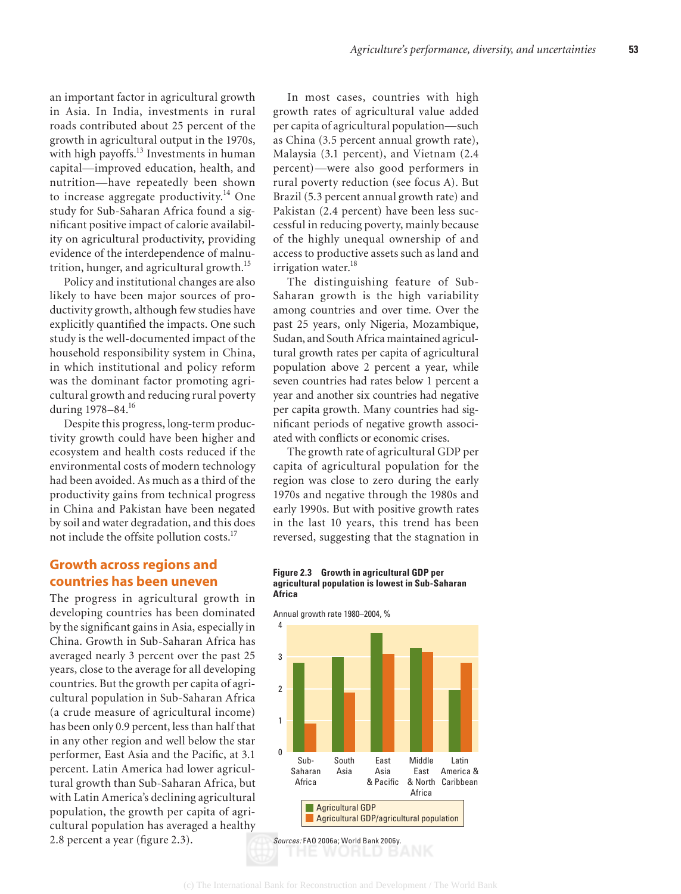an important factor in agricultural growth in Asia. In India, investments in rural roads contributed about 25 percent of the growth in agricultural output in the 1970s, with high payoffs.[13] Investments in human capital—improved education, health, and nutrition—have repeatedly been shown to increase aggregate productivity.[14] One study for Sub-Saharan Africa found a significant positive impact of calorie availability on agricultural productivity, providing evidence of the interdependence of malnutrition, hunger, and agricultural growth.[15]

Policy and institutional changes are also likely to have been major sources of productivity growth, although few studies have explicitly quantified the impacts. One such study is the well-documented impact of the household responsibility system in China, in which institutional and policy reform was the dominant factor promoting agricultural growth and reducing rural poverty during 1978–84.[16]

Despite this progress, long-term productivity growth could have been higher and ecosystem and health costs reduced if the environmental costs of modern technology had been avoided. As much as a third of the productivity gains from technical progress in China and Pakistan have been negated by soil and water degradation, and this does not include the offsite pollution costs.[17]

## Growth across regions and countries has been uneven

The progress in agricultural growth in developing countries has been dominated by the significant gains in Asia, especially in China. Growth in Sub-Saharan Africa has averaged nearly 3 percent over the past 25 years, close to the average for all developing countries. But the growth per capita of agricultural population in Sub-Saharan Africa (a crude measure of agricultural income) has been only 0.9 percent, less than half that in any other region and well below the star performer, East Asia and the Pacific, at 3.1 percent. Latin America had lower agricultural growth than Sub-Saharan Africa, but with Latin America's declining agricultural population, the growth per capita of agricultural population has averaged a healthy 2.8 percent a year (figure 2.3).

In most cases, countries with high growth rates of agricultural value added per capita of agricultural population—such as China (3.5 percent annual growth rate), Malaysia (3.1 percent), and Vietnam (2.4 percent)—were also good performers in rural poverty reduction (see focus A). But Brazil (5.3 percent annual growth rate) and Pakistan (2.4 percent) have been less successful in reducing poverty, mainly because of the highly unequal ownership of and access to productive assets such as land and irrigation water.[18]

The distinguishing feature of Sub-Saharan growth is the high variability among countries and over time. Over the past 25 years, only Nigeria, Mozambique, Sudan, and South Africa maintained agricultural growth rates per capita of agricultural population above 2 percent a year, while seven countries had rates below 1 percent a year and another six countries had negative per capita growth. Many countries had significant periods of negative growth associated with conflicts or economic crises.

The growth rate of agricultural GDP per capita of agricultural population for the region was close to zero during the early 1970s and negative through the 1980s and early 1990s. But with positive growth rates in the last 10 years, this trend has been reversed, suggesting that the stagnation in

**Figure 2.3 Growth in agricultural GDP per agricultural population is lowest in Sub-Saharan Africa**

Annual growth rate 1980–2004, %

| Region | Agricultural GDP | Agricultural GDP/agricultural population |
|---|---|---|
| Sub-Saharan Africa | 2.8 | 0.9 |
| South Asia | 3.0 | 1.9 |
| East Asia & Pacific | 3.7 | 3.1 |
| Middle East & North Africa | 3.3 | 3.1 |
| Latin America & Caribbean | 2.0 | 2.8 |

*Sources:* FAO 2006a; World Bank 2006y.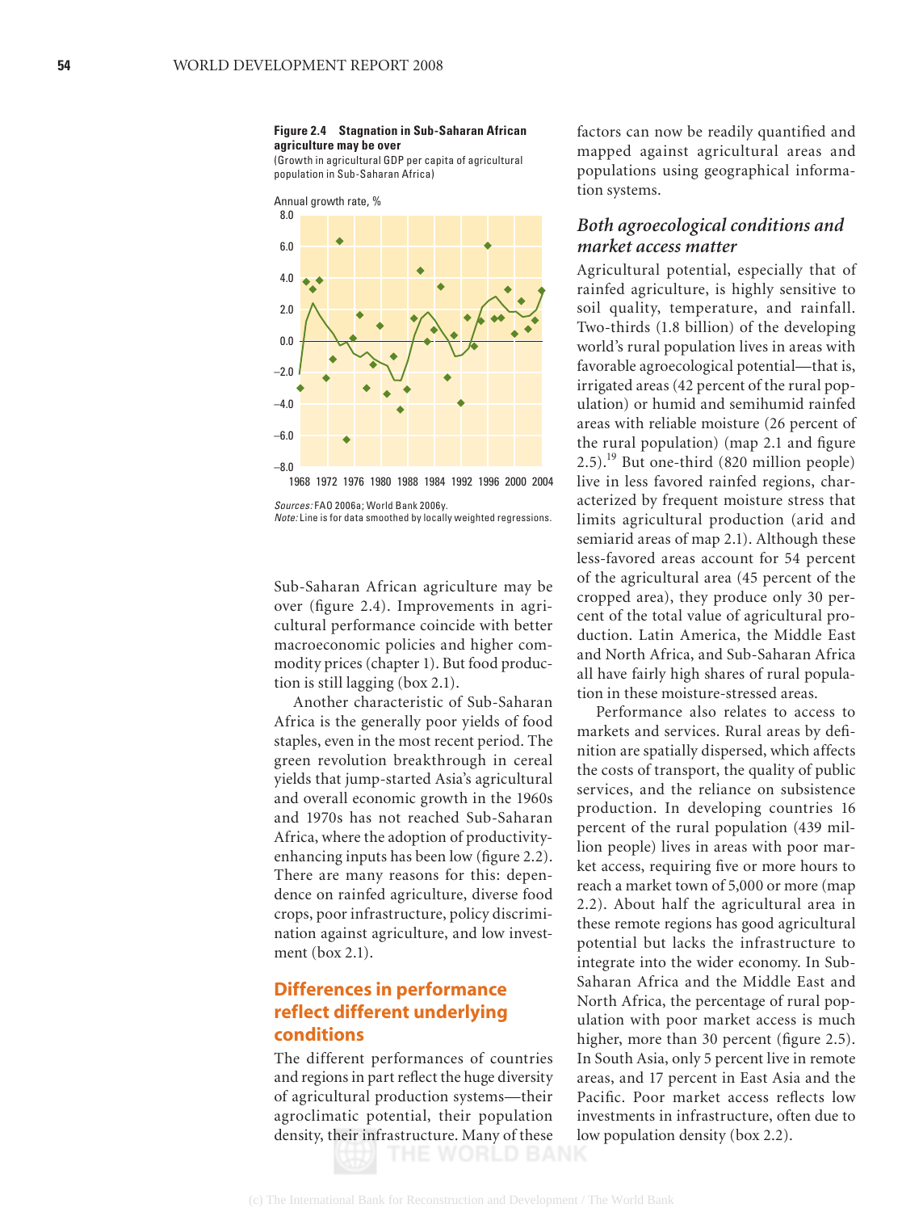**Figure 2.4 Stagnation in Sub-Saharan African agriculture may be over**

(Growth in agricultural GDP per capita of agricultural population in Sub-Saharan Africa)

*Sources:* FAO 2006a; World Bank 2006y.
*Note:* Line is for data smoothed by locally weighted regressions.

Sub-Saharan African agriculture may be over (figure 2.4). Improvements in agricultural performance coincide with better macroeconomic policies and higher commodity prices (chapter 1). But food production is still lagging (box 2.1).

Another characteristic of Sub-Saharan Africa is the generally poor yields of food staples, even in the most recent period. The green revolution breakthrough in cereal yields that jump-started Asia's agricultural and overall economic growth in the 1960s and 1970s has not reached Sub-Saharan Africa, where the adoption of productivity-enhancing inputs has been low (figure 2.2). There are many reasons for this: dependence on rainfed agriculture, diverse food crops, poor infrastructure, policy discrimination against agriculture, and low investment (box 2.1).

## Differences in performance reflect different underlying conditions

The different performances of countries and regions in part reflect the huge diversity of agricultural production systems—their agroclimatic potential, their population density, their infrastructure. Many of these factors can now be readily quantified and mapped against agricultural areas and populations using geographical information systems.

### *Both agroecological conditions and market access matter*

Agricultural potential, especially that of rainfed agriculture, is highly sensitive to soil quality, temperature, and rainfall. Two-thirds (1.8 billion) of the developing world's rural population lives in areas with favorable agroecological potential—that is, irrigated areas (42 percent of the rural population) or humid and semihumid rainfed areas with reliable moisture (26 percent of the rural population) (map 2.1 and figure 2.5).[19] But one-third (820 million people) live in less favored rainfed regions, characterized by frequent moisture stress that limits agricultural production (arid and semiarid areas of map 2.1). Although these less-favored areas account for 54 percent of the agricultural area (45 percent of the cropped area), they produce only 30 percent of the total value of agricultural production. Latin America, the Middle East and North Africa, and Sub-Saharan Africa all have fairly high shares of rural population in these moisture-stressed areas.

Performance also relates to access to markets and services. Rural areas by definition are spatially dispersed, which affects the costs of transport, the quality of public services, and the reliance on subsistence production. In developing countries 16 percent of the rural population (439 million people) lives in areas with poor market access, requiring five or more hours to reach a market town of 5,000 or more (map 2.2). About half the agricultural area in these remote regions has good agricultural potential but lacks the infrastructure to integrate into the wider economy. In Sub-Saharan Africa and the Middle East and North Africa, the percentage of rural population with poor market access is much higher, more than 30 percent (figure 2.5). In South Asia, only 5 percent live in remote areas, and 17 percent in East Asia and the Pacific. Poor market access reflects low investments in infrastructure, often due to low population density (box 2.2).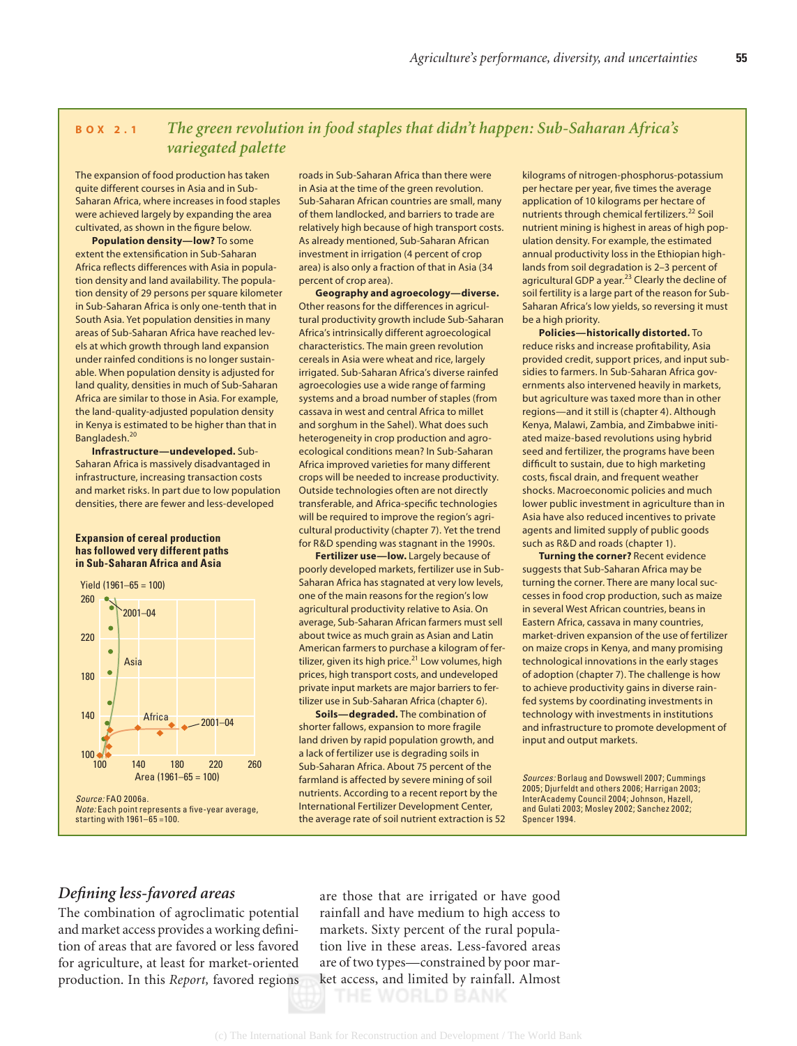## BOX 2.1 The green revolution in food staples that didn't happen: Sub-Saharan Africa's variegated palette

The expansion of food production has taken quite different courses in Asia and in Sub-Saharan Africa, where increases in food staples were achieved largely by expanding the area cultivated, as shown in the figure below.

**Population density—low?** To some extent the extensification in Sub-Saharan Africa reflects differences with Asia in population density and land availability. The population density of 29 persons per square kilometer in Sub-Saharan Africa is only one-tenth that in South Asia. Yet population densities in many areas of Sub-Saharan Africa have reached levels at which growth through land expansion under rainfed conditions is no longer sustainable. When population density is adjusted for land quality, densities in much of Sub-Saharan Africa are similar to those in Asia. For example, the land-quality-adjusted population density in Kenya is estimated to be higher than that in Bangladesh.[20]

**Infrastructure—undeveloped.** Sub-Saharan Africa is massively disadvantaged in infrastructure, increasing transaction costs and market risks. In part due to low population densities, there are fewer and less-developed roads in Sub-Saharan Africa than there were in Asia at the time of the green revolution. Sub-Saharan African countries are small, many of them landlocked, and barriers to trade are relatively high because of high transport costs. As already mentioned, Sub-Saharan African investment in irrigation (4 percent of crop area) is also only a fraction of that in Asia (34 percent of crop area).

**Expansion of cereal production has followed very different paths in Sub-Saharan Africa and Asia**

Yield (1961–65 = 100); Area (1961–65 = 100); Asia; Africa; 2001–04

*Source:* FAO 2006a.
*Note:* Each point represents a five-year average, starting with 1961–65 = 100.

**Geography and agroecology—diverse.** Other reasons for the differences in agricultural productivity growth include Sub-Saharan Africa's intrinsically different agroecological characteristics. The main green revolution cereals in Asia were wheat and rice, largely irrigated. Sub-Saharan Africa's diverse rainfed agroecologies use a wide range of farming systems and a broad number of staples (from cassava in west and central Africa to millet and sorghum in the Sahel). What does such heterogeneity in crop production and agroecological conditions mean? In Sub-Saharan Africa improved varieties for many different crops will be needed to increase productivity. Outside technologies often are not directly transferable, and Africa-specific technologies will be required to improve the region's agricultural productivity (chapter 7). Yet the trend for R&D spending was stagnant in the 1990s.

**Fertilizer use—low.** Largely because of poorly developed markets, fertilizer use in Sub-Saharan Africa has stagnated at very low levels, one of the main reasons for the region's low agricultural productivity relative to Asia. On average, Sub-Saharan African farmers must sell about twice as much grain as Asian and Latin American farmers to purchase a kilogram of fertilizer, given its high price.[21] Low volumes, high prices, high transport costs, and undeveloped private input markets are major barriers to fertilizer use in Sub-Saharan Africa (chapter 6).

**Soils—degraded.** The combination of shorter fallows, expansion to more fragile land driven by rapid population growth, and a lack of fertilizer use is degrading soils in Sub-Saharan Africa. About 75 percent of the farmland is affected by severe mining of soil nutrients. According to a recent report by the International Fertilizer Development Center, the average rate of soil nutrient extraction is 52 kilograms of nitrogen-phosphorus-potassium per hectare per year, five times the average application of 10 kilograms per hectare of nutrients through chemical fertilizers.[22] Soil nutrient mining is highest in areas of high population density. For example, the estimated annual productivity loss in the Ethiopian highlands from soil degradation is 2–3 percent of agricultural GDP a year.[23] Clearly the decline of soil fertility is a large part of the reason for Sub-Saharan Africa's low yields, so reversing it must be a high priority.

**Policies—historically distorted.** To reduce risks and increase profitability, Asia provided credit, support prices, and input subsidies to farmers. In Sub-Saharan Africa governments also intervened heavily in markets, but agriculture was taxed more than in other regions—and it still is (chapter 4). Although Kenya, Malawi, Zambia, and Zimbabwe initiated maize-based revolutions using hybrid seed and fertilizer, the programs have been difficult to sustain, due to high marketing costs, fiscal drain, and frequent weather shocks. Macroeconomic policies and much lower public investment in agriculture than in Asia have also reduced incentives to private agents and limited supply of public goods such as R&D and roads (chapter 1).

**Turning the corner?** Recent evidence suggests that Sub-Saharan Africa may be turning the corner. There are many local successes in food crop production, such as maize in several West African countries, beans in Eastern Africa, cassava in many countries, market-driven expansion of the use of fertilizer on maize crops in Kenya, and many promising technological innovations in the early stages of adoption (chapter 7). The challenge is how to achieve productivity gains in diverse rainfed systems by coordinating investments in technology with investments in institutions and infrastructure to promote development of input and output markets.

*Sources:* Borlaug and Dowswell 2007; Cummings 2005; Djurfeldt and others 2006; Harrigan 2003; InterAcademy Council 2004; Johnson, Hazell, and Gulati 2003; Mosley 2002; Sanchez 2002; Spencer 1994.

### *Defining less-favored areas*

The combination of agroclimatic potential and market access provides a working definition of areas that are favored or less favored for agriculture, at least for market-oriented production. In this *Report,* favored regions are those that are irrigated or have good rainfall and have medium to high access to markets. Sixty percent of the rural population live in these areas. Less-favored areas are of two types—constrained by poor market access, and limited by rainfall. Almost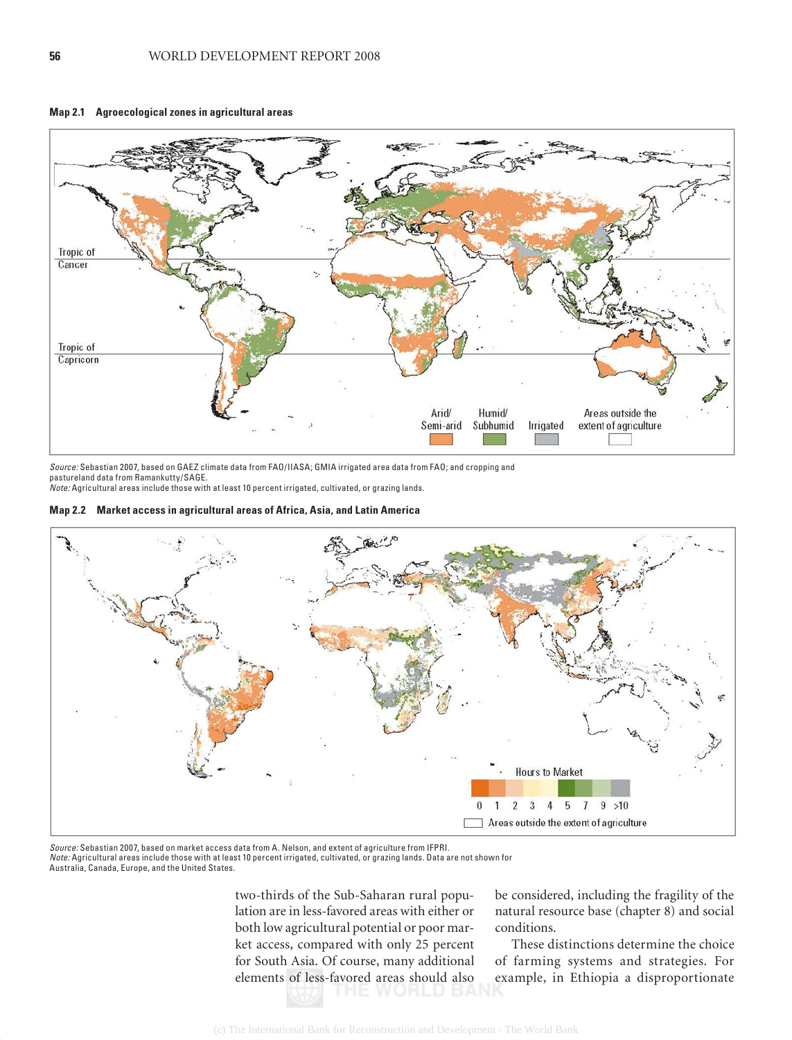**Map 2.1 Agroecological zones in agricultural areas**

Source: Sebastian 2007, based on GAEZ climate data from FAO/IIASA; GMIA irrigated area data from FAO; and cropping and pastureland data from Ramankutty/SAGE.
Note: Agricultural areas include those with at least 10 percent irrigated, cultivated, or grazing lands.

**Map 2.2 Market access in agricultural areas of Africa, Asia, and Latin America**

Source: Sebastian 2007, based on market access data from A. Nelson, and extent of agriculture from IFPRI.
Note: Agricultural areas include those with at least 10 percent irrigated, cultivated, or grazing lands. Data are not shown for Australia, Canada, Europe, and the United States.

two-thirds of the Sub-Saharan rural population are in less-favored areas with either or both low agricultural potential or poor market access, compared with only 25 percent for South Asia. Of course, many additional elements of less-favored areas should also be considered, including the fragility of the natural resource base (chapter 8) and social conditions.

These distinctions determine the choice of farming systems and strategies. For example, in Ethiopia a disproportionate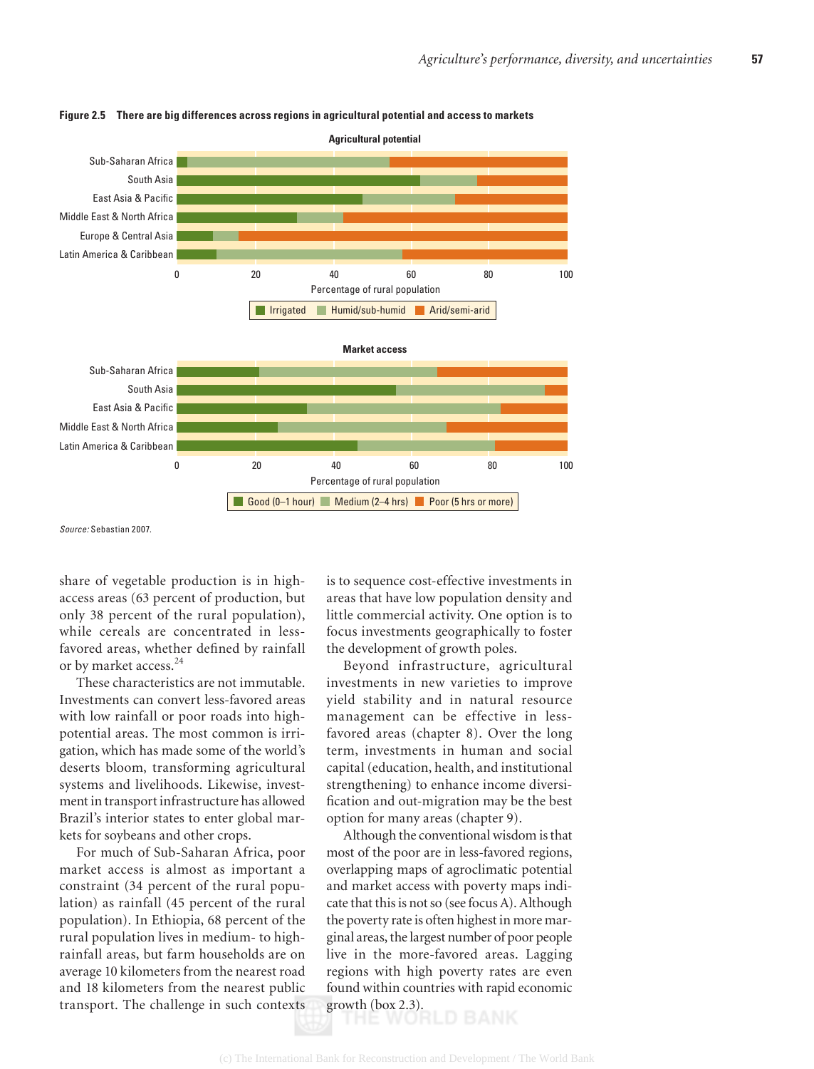**Figure 2.5 There are big differences across regions in agricultural potential and access to markets**

**Agricultural potential**

Sub-Saharan Africa
South Asia
East Asia & Pacific
Middle East & North Africa
Europe & Central Asia
Latin America & Caribbean

0 20 40 60 80 100

Percentage of rural population

Irrigated | Humid/sub-humid | Arid/semi-arid

**Market access**

Sub-Saharan Africa
South Asia
East Asia & Pacific
Middle East & North Africa
Latin America & Caribbean

0 20 40 60 80 100

Percentage of rural population

Good (0–1 hour) | Medium (2–4 hrs) | Poor (5 hrs or more)

*Source:* Sebastian 2007.

share of vegetable production is in high-access areas (63 percent of production, but only 38 percent of the rural population), while cereals are concentrated in less-favored areas, whether defined by rainfall or by market access.[24]

These characteristics are not immutable. Investments can convert less-favored areas with low rainfall or poor roads into high-potential areas. The most common is irrigation, which has made some of the world's deserts bloom, transforming agricultural systems and livelihoods. Likewise, investment in transport infrastructure has allowed Brazil's interior states to enter global markets for soybeans and other crops.

For much of Sub-Saharan Africa, poor market access is almost as important a constraint (34 percent of the rural population) as rainfall (45 percent of the rural population). In Ethiopia, 68 percent of the rural population lives in medium- to high-rainfall areas, but farm households are on average 10 kilometers from the nearest road and 18 kilometers from the nearest public transport. The challenge in such contexts is to sequence cost-effective investments in areas that have low population density and little commercial activity. One option is to focus investments geographically to foster the development of growth poles.

Beyond infrastructure, agricultural investments in new varieties to improve yield stability and in natural resource management can be effective in less-favored areas (chapter 8). Over the long term, investments in human and social capital (education, health, and institutional strengthening) to enhance income diversification and out-migration may be the best option for many areas (chapter 9).

Although the conventional wisdom is that most of the poor are in less-favored regions, overlapping maps of agroclimatic potential and market access with poverty maps indicate that this is not so (see focus A). Although the poverty rate is often highest in more marginal areas, the largest number of poor people live in the more-favored areas. Lagging regions with high poverty rates are even found within countries with rapid economic growth (box 2.3).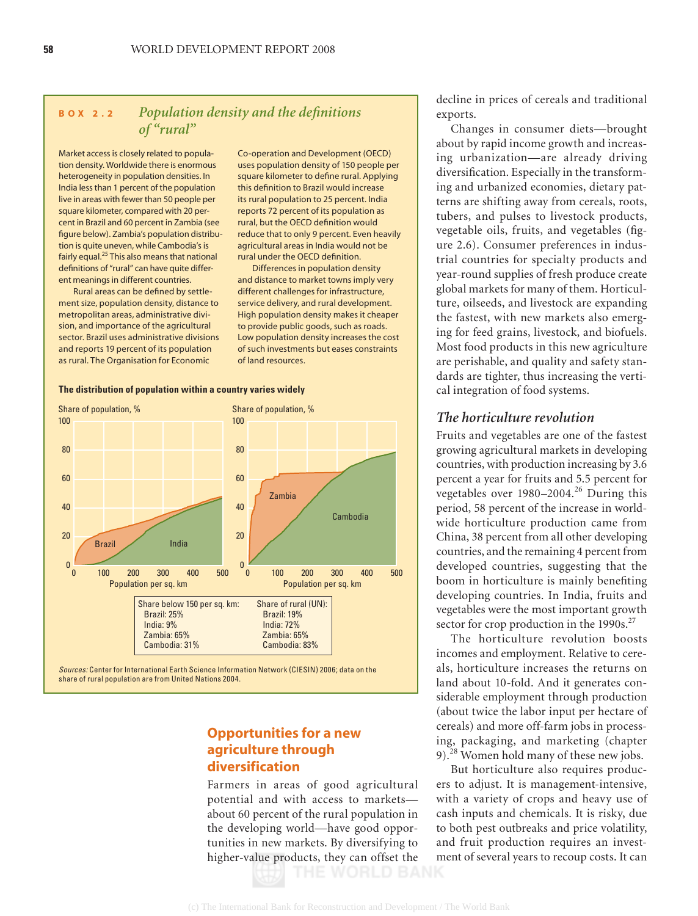## BOX 2.2 *Population density and the definitions of "rural"*

Market access is closely related to population density. Worldwide there is enormous heterogeneity in population densities. In India less than 1 percent of the population live in areas with fewer than 50 people per square kilometer, compared with 20 percent in Brazil and 60 percent in Zambia (see figure below). Zambia's population distribution is quite uneven, while Cambodia's is fairly equal.[25] This also means that national definitions of "rural" can have quite different meanings in different countries.

Rural areas can be defined by settlement size, population density, distance to metropolitan areas, administrative division, and importance of the agricultural sector. Brazil uses administrative divisions and reports 19 percent of its population as rural. The Organisation for Economic Co-operation and Development (OECD) uses population density of 150 people per square kilometer to define rural. Applying this definition to Brazil would increase its rural population to 25 percent. India reports 72 percent of its population as rural, but the OECD definition would reduce that to only 9 percent. Even heavily agricultural areas in India would not be rural under the OECD definition.

Differences in population density and distance to market towns imply very different challenges for infrastructure, service delivery, and rural development. High population density makes it cheaper to provide public goods, such as roads. Low population density increases the cost of such investments but eases constraints of land resources.

**The distribution of population within a country varies widely**

| Share below 150 per sq. km: | Share of rural (UN): |
|---|---|
| Brazil: 25% | Brazil: 19% |
| India: 9% | India: 72% |
| Zambia: 65% | Zambia: 65% |
| Cambodia: 31% | Cambodia: 83% |

*Sources:* Center for International Earth Science Information Network (CIESIN) 2006; data on the share of rural population are from United Nations 2004.

## Opportunities for a new agriculture through diversification

Farmers in areas of good agricultural potential and with access to markets—about 60 percent of the rural population in the developing world—have good opportunities in new markets. By diversifying to higher-value products, they can offset the decline in prices of cereals and traditional exports.

Changes in consumer diets—brought about by rapid income growth and increasing urbanization—are already driving diversification. Especially in the transforming and urbanized economies, dietary patterns are shifting away from cereals, roots, tubers, and pulses to livestock products, vegetable oils, fruits, and vegetables (figure 2.6). Consumer preferences in industrial countries for specialty products and year-round supplies of fresh produce create global markets for many of them. Horticulture, oilseeds, and livestock are expanding the fastest, with new markets also emerging for feed grains, livestock, and biofuels. Most food products in this new agriculture are perishable, and quality and safety standards are tighter, thus increasing the vertical integration of food systems.

### *The horticulture revolution*

Fruits and vegetables are one of the fastest growing agricultural markets in developing countries, with production increasing by 3.6 percent a year for fruits and 5.5 percent for vegetables over 1980–2004.[26] During this period, 58 percent of the increase in worldwide horticulture production came from China, 38 percent from all other developing countries, and the remaining 4 percent from developed countries, suggesting that the boom in horticulture is mainly benefiting developing countries. In India, fruits and vegetables were the most important growth sector for crop production in the 1990s.[27]

The horticulture revolution boosts incomes and employment. Relative to cereals, horticulture increases the returns on land about 10-fold. And it generates considerable employment through production (about twice the labor input per hectare of cereals) and more off-farm jobs in processing, packaging, and marketing (chapter 9).[28] Women hold many of these new jobs.

But horticulture also requires producers to adjust. It is management-intensive, with a variety of crops and heavy use of cash inputs and chemicals. It is risky, due to both pest outbreaks and price volatility, and fruit production requires an investment of several years to recoup costs. It can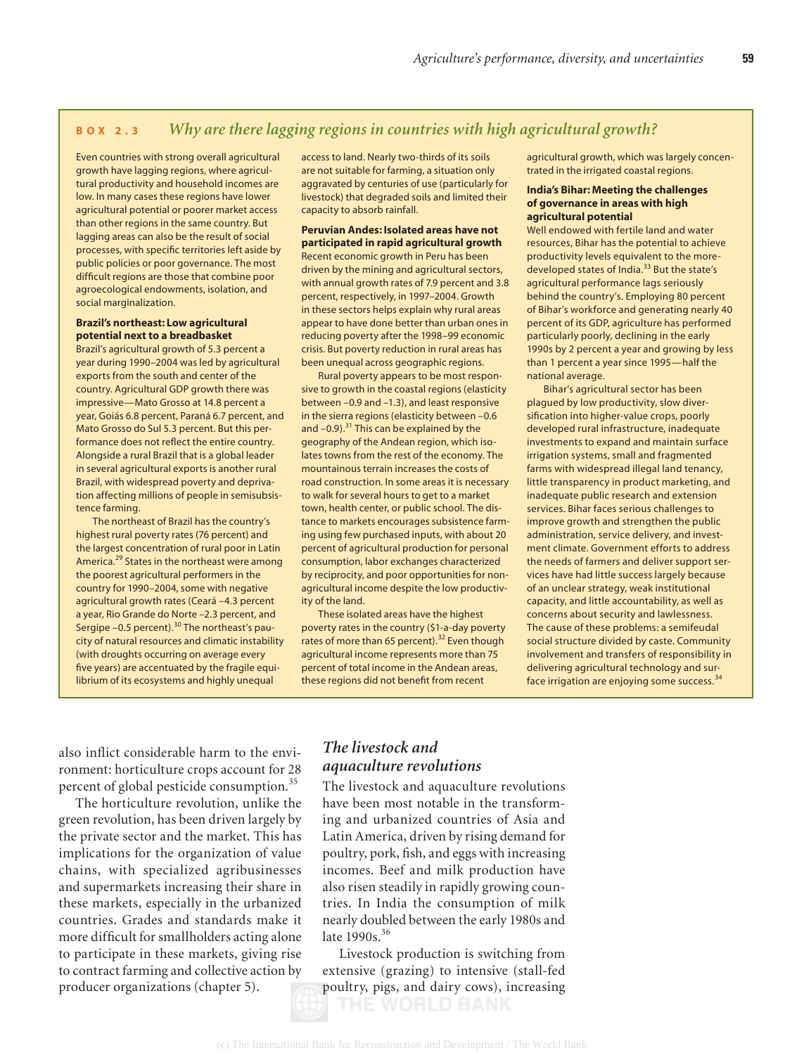## BOX 2.3 *Why are there lagging regions in countries with high agricultural growth?*

Even countries with strong overall agricultural growth have lagging regions, where agricultural productivity and household incomes are low. In many cases these regions have lower agricultural potential or poorer market access than other regions in the same country. But lagging areas can also be the result of social processes, with specific territories left aside by public policies or poor governance. The most difficult regions are those that combine poor agroecological endowments, isolation, and social marginalization.

**Brazil's northeast: Low agricultural potential next to a breadbasket**

Brazil's agricultural growth of 5.3 percent a year during 1990–2004 was led by agricultural exports from the south and center of the country. Agricultural GDP growth there was impressive—Mato Grosso at 14.8 percent a year, Goiás 6.8 percent, Paraná 6.7 percent, and Mato Grosso do Sul 5.3 percent. But this performance does not reflect the entire country. Alongside a rural Brazil that is a global leader in several agricultural exports is another rural Brazil, with widespread poverty and deprivation affecting millions of people in semisubsistence farming.

The northeast of Brazil has the country's highest rural poverty rates (76 percent) and the largest concentration of rural poor in Latin America.[29] States in the northeast were among the poorest agricultural performers in the country for 1990–2004, some with negative agricultural growth rates (Ceará –4.3 percent a year, Rio Grande do Norte –2.3 percent, and Sergipe –0.5 percent).[30] The northeast's paucity of natural resources and climatic instability (with droughts occurring on average every five years) are accentuated by the fragile equilibrium of its ecosystems and highly unequal access to land. Nearly two-thirds of its soils are not suitable for farming, a situation only aggravated by centuries of use (particularly for livestock) that degraded soils and limited their capacity to absorb rainfall.

**Peruvian Andes: Isolated areas have not participated in rapid agricultural growth**

Recent economic growth in Peru has been driven by the mining and agricultural sectors, with annual growth rates of 7.9 percent and 3.8 percent, respectively, in 1997–2004. Growth in these sectors helps explain why rural areas appear to have done better than urban ones in reducing poverty after the 1998–99 economic crisis. But poverty reduction in rural areas has been unequal across geographic regions.

Rural poverty appears to be most responsive to growth in the coastal regions (elasticity between –0.9 and –1.3), and least responsive in the sierra regions (elasticity between –0.6 and –0.9).[31] This can be explained by the geography of the Andean region, which isolates towns from the rest of the economy. The mountainous terrain increases the costs of road construction. In some areas it is necessary to walk for several hours to get to a market town, health center, or public school. The distance to markets encourages subsistence farming using few purchased inputs, with about 20 percent of agricultural production for personal consumption, labor exchanges characterized by reciprocity, and poor opportunities for nonagricultural income despite the low productivity of the land.

These isolated areas have the highest poverty rates in the country ($1-a-day poverty rates of more than 65 percent).[32] Even though agricultural income represents more than 75 percent of total income in the Andean areas, these regions did not benefit from recent agricultural growth, which was largely concentrated in the irrigated coastal regions.

**India's Bihar: Meeting the challenges of governance in areas with high agricultural potential**

Well endowed with fertile land and water resources, Bihar has the potential to achieve productivity levels equivalent to the more-developed states of India.[33] But the state's agricultural performance lags seriously behind the country's. Employing 80 percent of Bihar's workforce and generating nearly 40 percent of its GDP, agriculture has performed particularly poorly, declining in the early 1990s by 2 percent a year and growing by less than 1 percent a year since 1995—half the national average.

Bihar's agricultural sector has been plagued by low productivity, slow diversification into higher-value crops, poorly developed rural infrastructure, inadequate investments to expand and maintain surface irrigation systems, small and fragmented farms with widespread illegal land tenancy, little transparency in product marketing, and inadequate public research and extension services. Bihar faces serious challenges to improve growth and strengthen the public administration, service delivery, and investment climate. Government efforts to address the needs of farmers and deliver support services have had little success largely because of an unclear strategy, weak institutional capacity, and little accountability, as well as concerns about security and lawlessness. The cause of these problems: a semifeudal social structure divided by caste. Community involvement and transfers of responsibility in delivering agricultural technology and surface irrigation are enjoying some success.[34]

---

also inflict considerable harm to the environment: horticulture crops account for 28 percent of global pesticide consumption.[35]

The horticulture revolution, unlike the green revolution, has been driven largely by the private sector and the market. This has implications for the organization of value chains, with specialized agribusinesses and supermarkets increasing their share in these markets, especially in the urbanized countries. Grades and standards make it more difficult for smallholders acting alone to participate in these markets, giving rise to contract farming and collective action by producer organizations (chapter 5).

### *The livestock and aquaculture revolutions*

The livestock and aquaculture revolutions have been most notable in the transforming and urbanized countries of Asia and Latin America, driven by rising demand for poultry, pork, fish, and eggs with increasing incomes. Beef and milk production have also risen steadily in rapidly growing countries. In India the consumption of milk nearly doubled between the early 1980s and late 1990s.[36]

Livestock production is switching from extensive (grazing) to intensive (stall-fed poultry, pigs, and dairy cows), increasing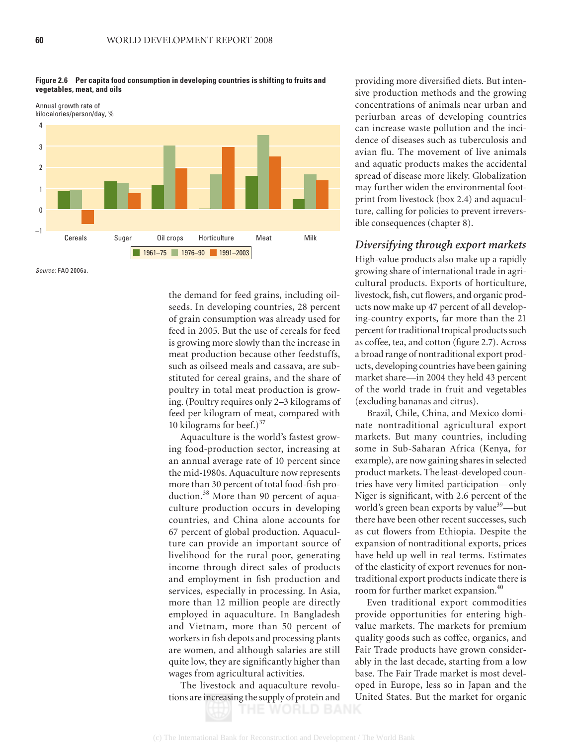**Figure 2.6 Per capita food consumption in developing countries is shifting to fruits and vegetables, meat, and oils**

Annual growth rate of kilocalories/person/day, %

| | 1961–75 | 1976–90 | 1991–2003 |
|---|---|---|---|
| Cereals | 0.9 | 0.9 | −0.6 |
| Sugar | 1.3 | 1.2 | 0.8 |
| Oil crops | 1.1 | 3.0 | 1.9 |
| Horticulture | 0.0 | 1.6 | 2.9 |
| Meat | 1.6 | 3.5 | 2.5 |
| Milk | 0.5 | 1.6 | 1.4 |

*Source*: FAO 2006a.

the demand for feed grains, including oilseeds. In developing countries, 28 percent of grain consumption was already used for feed in 2005. But the use of cereals for feed is growing more slowly than the increase in meat production because other feedstuffs, such as oilseed meals and cassava, are substituted for cereal grains, and the share of poultry in total meat production is growing. (Poultry requires only 2–3 kilograms of feed per kilogram of meat, compared with 10 kilograms for beef.)[37]

Aquaculture is the world's fastest growing food-production sector, increasing at an annual average rate of 10 percent since the mid-1980s. Aquaculture now represents more than 30 percent of total food-fish production.[38] More than 90 percent of aquaculture production occurs in developing countries, and China alone accounts for 67 percent of global production. Aquaculture can provide an important source of livelihood for the rural poor, generating income through direct sales of products and employment in fish production and services, especially in processing. In Asia, more than 12 million people are directly employed in aquaculture. In Bangladesh and Vietnam, more than 50 percent of workers in fish depots and processing plants are women, and although salaries are still quite low, they are significantly higher than wages from agricultural activities.

The livestock and aquaculture revolutions are increasing the supply of protein and providing more diversified diets. But intensive production methods and the growing concentrations of animals near urban and periurban areas of developing countries can increase waste pollution and the incidence of diseases such as tuberculosis and avian flu. The movement of live animals and aquatic products makes the accidental spread of disease more likely. Globalization may further widen the environmental footprint from livestock (box 2.4) and aquaculture, calling for policies to prevent irreversible consequences (chapter 8).

### *Diversifying through export markets*

High-value products also make up a rapidly growing share of international trade in agricultural products. Exports of horticulture, livestock, fish, cut flowers, and organic products now make up 47 percent of all developing-country exports, far more than the 21 percent for traditional tropical products such as coffee, tea, and cotton (figure 2.7). Across a broad range of nontraditional export products, developing countries have been gaining market share—in 2004 they held 43 percent of the world trade in fruit and vegetables (excluding bananas and citrus).

Brazil, Chile, China, and Mexico dominate nontraditional agricultural export markets. But many countries, including some in Sub-Saharan Africa (Kenya, for example), are now gaining shares in selected product markets. The least-developed countries have very limited participation—only Niger is significant, with 2.6 percent of the world's green bean exports by value[39]—but there have been other recent successes, such as cut flowers from Ethiopia. Despite the expansion of nontraditional exports, prices have held up well in real terms. Estimates of the elasticity of export revenues for nontraditional export products indicate there is room for further market expansion.[40]

Even traditional export commodities provide opportunities for entering high-value markets. The markets for premium quality goods such as coffee, organics, and Fair Trade products have grown considerably in the last decade, starting from a low base. The Fair Trade market is most developed in Europe, less so in Japan and the United States. But the market for organic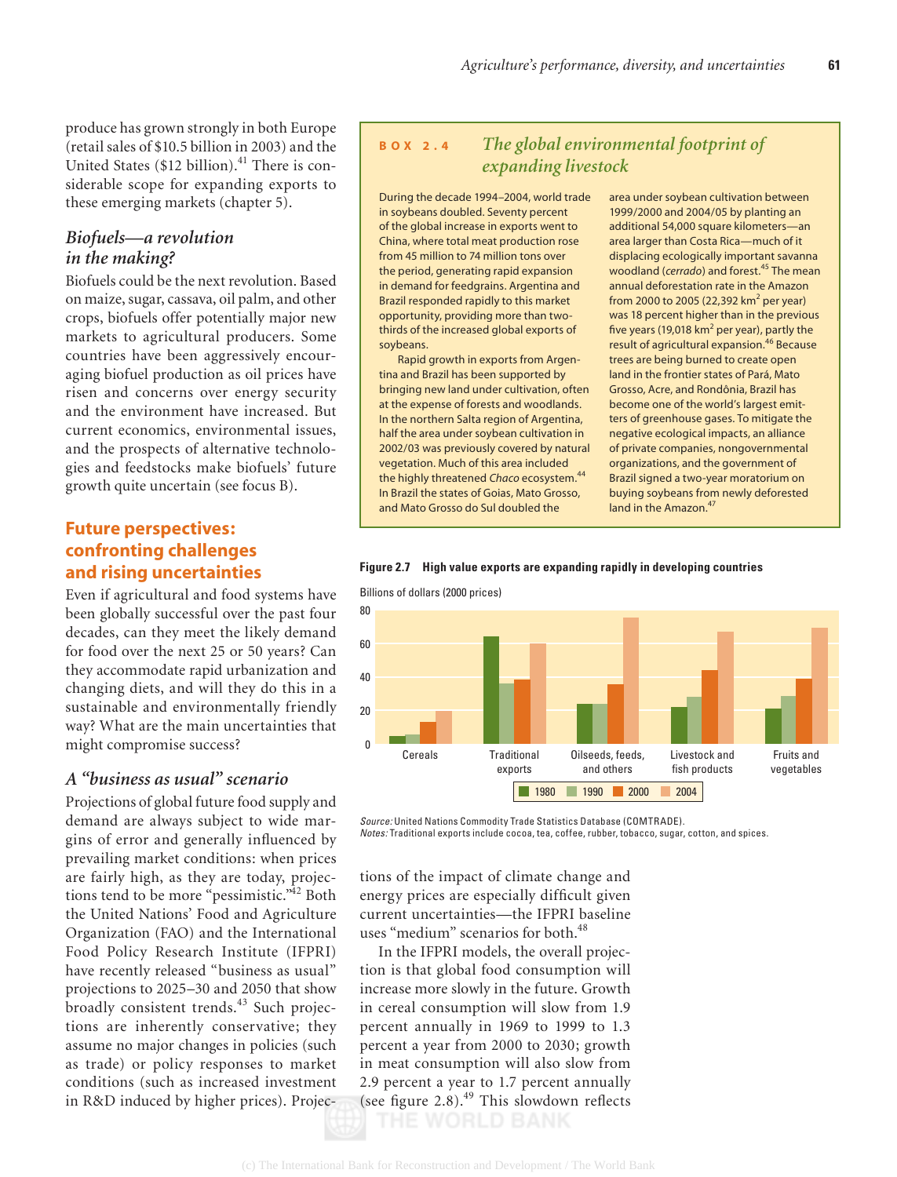produce has grown strongly in both Europe (retail sales of $10.5 billion in 2003) and the United States ($12 billion).[41] There is considerable scope for expanding exports to these emerging markets (chapter 5).

### *Biofuels—a revolution in the making?*

Biofuels could be the next revolution. Based on maize, sugar, cassava, oil palm, and other crops, biofuels offer potentially major new markets to agricultural producers. Some countries have been aggressively encouraging biofuel production as oil prices have risen and concerns over energy security and the environment have increased. But current economics, environmental issues, and the prospects of alternative technologies and feedstocks make biofuels' future growth quite uncertain (see focus B).

## Future perspectives: confronting challenges and rising uncertainties

Even if agricultural and food systems have been globally successful over the past four decades, can they meet the likely demand for food over the next 25 or 50 years? Can they accommodate rapid urbanization and changing diets, and will they do this in a sustainable and environmentally friendly way? What are the main uncertainties that might compromise success?

### *A "business as usual" scenario*

Projections of global future food supply and demand are always subject to wide margins of error and generally influenced by prevailing market conditions: when prices are fairly high, as they are today, projections tend to be more "pessimistic."[42] Both the United Nations' Food and Agriculture Organization (FAO) and the International Food Policy Research Institute (IFPRI) have recently released "business as usual" projections to 2025–30 and 2050 that show broadly consistent trends.[43] Such projections are inherently conservative; they assume no major changes in policies (such as trade) or policy responses to market conditions (such as increased investment in R&D induced by higher prices). Projections of the impact of climate change and energy prices are especially difficult given current uncertainties—the IFPRI baseline uses "medium" scenarios for both.[48]

In the IFPRI models, the overall projection is that global food consumption will increase more slowly in the future. Growth in cereal consumption will slow from 1.9 percent annually in 1969 to 1999 to 1.3 percent a year from 2000 to 2030; growth in meat consumption will also slow from 2.9 percent a year to 1.7 percent annually (see figure 2.8).[49] This slowdown reflects

---

**BOX 2.4** *The global environmental footprint of expanding livestock*

During the decade 1994–2004, world trade in soybeans doubled. Seventy percent of the global increase in exports went to China, where total meat production rose from 45 million to 74 million tons over the period, generating rapid expansion in demand for feedgrains. Argentina and Brazil responded rapidly to this market opportunity, providing more than two-thirds of the increased global exports of soybeans.

Rapid growth in exports from Argentina and Brazil has been supported by bringing new land under cultivation, often at the expense of forests and woodlands. In the northern Salta region of Argentina, half the area under soybean cultivation in 2002/03 was previously covered by natural vegetation. Much of this area included the highly threatened *Chaco* ecosystem.[44] In Brazil the states of Goias, Mato Grosso, and Mato Grosso do Sul doubled the area under soybean cultivation between 1999/2000 and 2004/05 by planting an additional 54,000 square kilometers—an area larger than Costa Rica—much of it displacing ecologically important savanna woodland (*cerrado*) and forest.[45] The mean annual deforestation rate in the Amazon from 2000 to 2005 (22,392 $km^2$ per year) was 18 percent higher than in the previous five years (19,018 $km^2$ per year), partly the result of agricultural expansion.[46] Because trees are being burned to create open land in the frontier states of Pará, Mato Grosso, Acre, and Rondônia, Brazil has become one of the world's largest emitters of greenhouse gases. To mitigate the negative ecological impacts, an alliance of private companies, nongovernmental organizations, and the government of Brazil signed a two-year moratorium on buying soybeans from newly deforested land in the Amazon.[47]

---

**Figure 2.7 High value exports are expanding rapidly in developing countries**

Billions of dollars (2000 prices)

| | 1980 | 1990 | 2000 | 2004 |
|---|---|---|---|---|
| Cereals | 5 | 6 | 13 | 20 |
| Traditional exports | 64 | 36 | 38 | 60 |
| Oilseeds, feeds, and others | 24 | 24 | 35 | 75 |
| Livestock and fish products | 22 | 28 | 44 | 67 |
| Fruits and vegetables | 21 | 29 | 39 | 69 |

*Source:* United Nations Commodity Trade Statistics Database (COMTRADE).
*Notes:* Traditional exports include cocoa, tea, coffee, rubber, tobacco, sugar, cotton, and spices.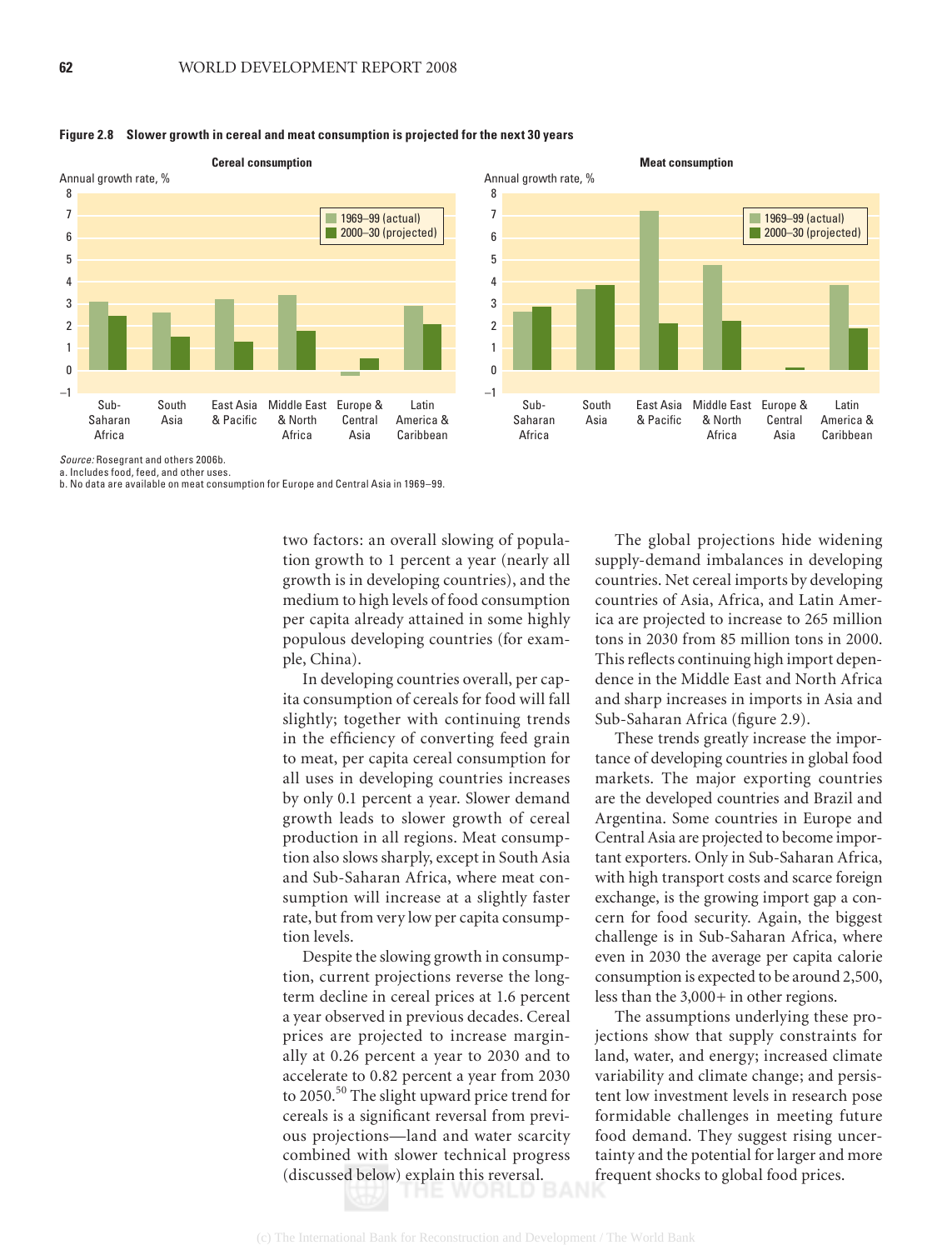**Figure 2.8 Slower growth in cereal and meat consumption is projected for the next 30 years**

Cereal consumption

Meat consumption

*Source:* Rosegrant and others 2006b.
a. Includes food, feed, and other uses.
b. No data are available on meat consumption for Europe and Central Asia in 1969–99.

two factors: an overall slowing of population growth to 1 percent a year (nearly all growth is in developing countries), and the medium to high levels of food consumption per capita already attained in some highly populous developing countries (for example, China).

In developing countries overall, per capita consumption of cereals for food will fall slightly; together with continuing trends in the efficiency of converting feed grain to meat, per capita cereal consumption for all uses in developing countries increases by only 0.1 percent a year. Slower demand growth leads to slower growth of cereal production in all regions. Meat consumption also slows sharply, except in South Asia and Sub-Saharan Africa, where meat consumption will increase at a slightly faster rate, but from very low per capita consumption levels.

Despite the slowing growth in consumption, current projections reverse the long-term decline in cereal prices at 1.6 percent a year observed in previous decades. Cereal prices are projected to increase marginally at 0.26 percent a year to 2030 and to accelerate to 0.82 percent a year from 2030 to 2050.[50] The slight upward price trend for cereals is a significant reversal from previous projections—land and water scarcity combined with slower technical progress (discussed below) explain this reversal.

The global projections hide widening supply-demand imbalances in developing countries. Net cereal imports by developing countries of Asia, Africa, and Latin America are projected to increase to 265 million tons in 2030 from 85 million tons in 2000. This reflects continuing high import dependence in the Middle East and North Africa and sharp increases in imports in Asia and Sub-Saharan Africa (figure 2.9).

These trends greatly increase the importance of developing countries in global food markets. The major exporting countries are the developed countries and Brazil and Argentina. Some countries in Europe and Central Asia are projected to become important exporters. Only in Sub-Saharan Africa, with high transport costs and scarce foreign exchange, is the growing import gap a concern for food security. Again, the biggest challenge is in Sub-Saharan Africa, where even in 2030 the average per capita calorie consumption is expected to be around 2,500, less than the 3,000+ in other regions.

The assumptions underlying these projections show that supply constraints for land, water, and energy; increased climate variability and climate change; and persistent low investment levels in research pose formidable challenges in meeting future food demand. They suggest rising uncertainty and the potential for larger and more frequent shocks to global food prices.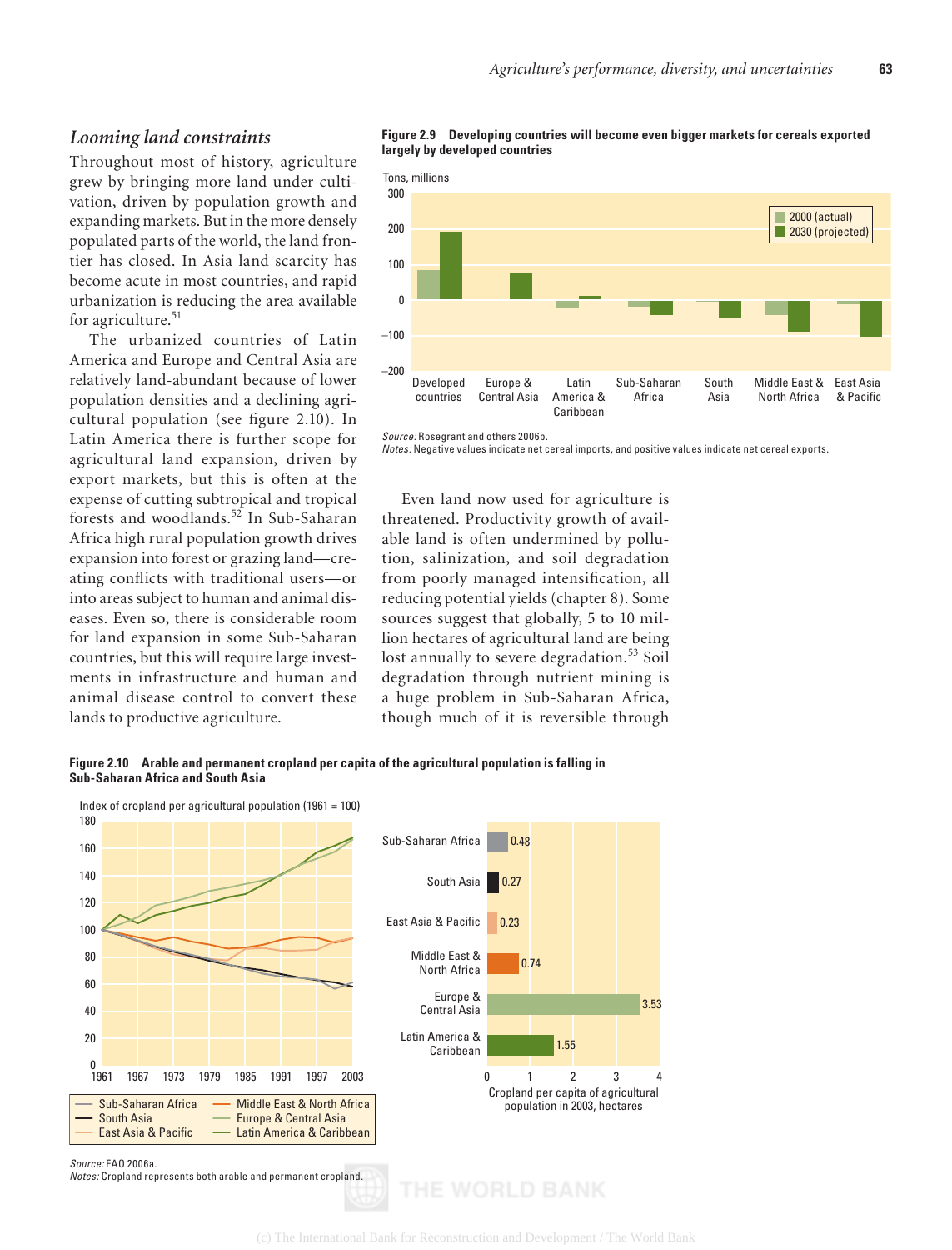## *Looming land constraints*

Throughout most of history, agriculture grew by bringing more land under cultivation, driven by population growth and expanding markets. But in the more densely populated parts of the world, the land frontier has closed. In Asia land scarcity has become acute in most countries, and rapid urbanization is reducing the area available for agriculture.[51]

The urbanized countries of Latin America and Europe and Central Asia are relatively land-abundant because of lower population densities and a declining agricultural population (see figure 2.10). In Latin America there is further scope for agricultural land expansion, driven by export markets, but this is often at the expense of cutting subtropical and tropical forests and woodlands.[52] In Sub-Saharan Africa high rural population growth drives expansion into forest or grazing land—creating conflicts with traditional users—or into areas subject to human and animal diseases. Even so, there is considerable room for land expansion in some Sub-Saharan countries, but this will require large investments in infrastructure and human and animal disease control to convert these lands to productive agriculture.

**Figure 2.9 Developing countries will become even bigger markets for cereals exported largely by developed countries**

*Source:* Rosegrant and others 2006b.
*Notes:* Negative values indicate net cereal imports, and positive values indicate net cereal exports.

Even land now used for agriculture is threatened. Productivity growth of available land is often undermined by pollution, salinization, and soil degradation from poorly managed intensification, all reducing potential yields (chapter 8). Some sources suggest that globally, 5 to 10 million hectares of agricultural land are being lost annually to severe degradation.[53] Soil degradation through nutrient mining is a huge problem in Sub-Saharan Africa, though much of it is reversible through

**Figure 2.10 Arable and permanent cropland per capita of the agricultural population is falling in Sub-Saharan Africa and South Asia**

*Source:* FAO 2006a.
*Notes:* Cropland represents both arable and permanent cropland.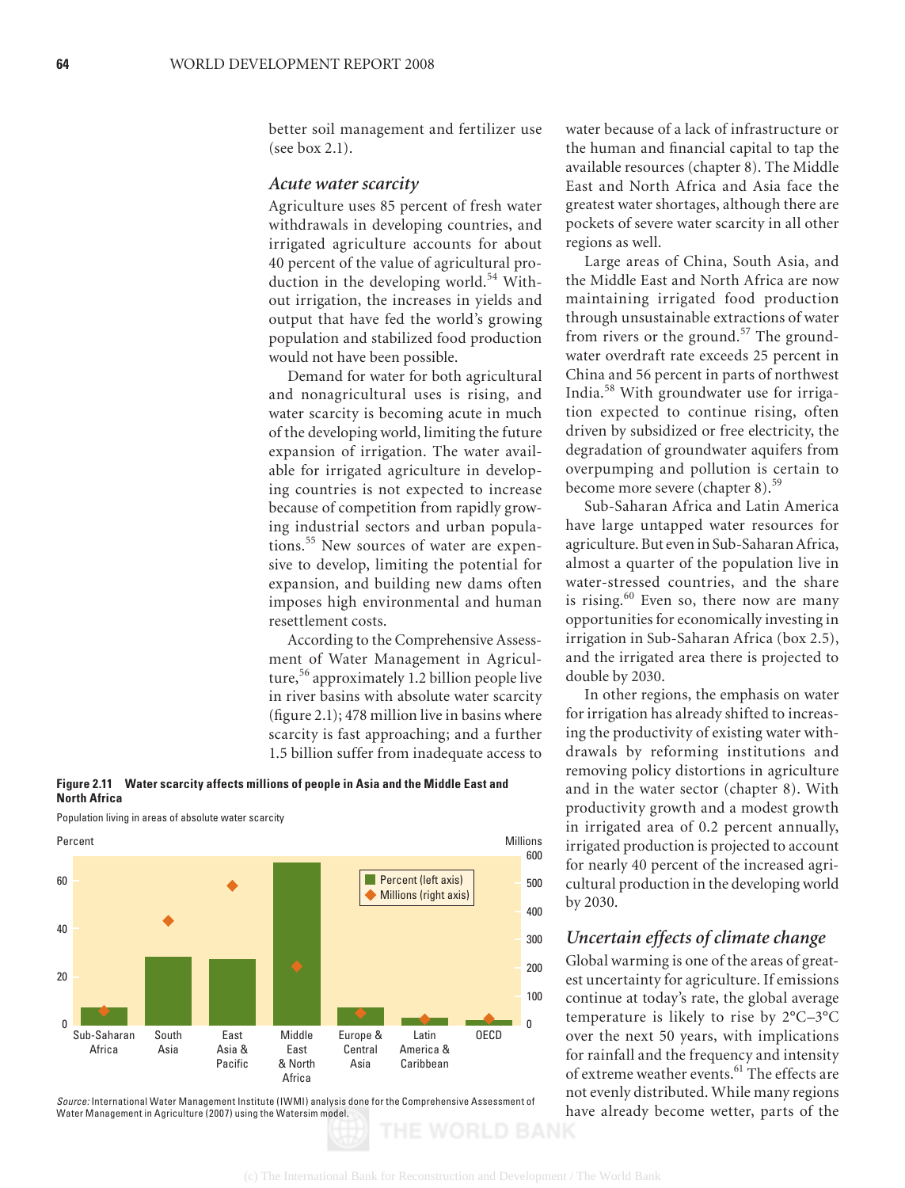better soil management and fertilizer use (see box 2.1).

### *Acute water scarcity*

Agriculture uses 85 percent of fresh water withdrawals in developing countries, and irrigated agriculture accounts for about 40 percent of the value of agricultural production in the developing world.[54] Without irrigation, the increases in yields and output that have fed the world's growing population and stabilized food production would not have been possible.

Demand for water for both agricultural and nonagricultural uses is rising, and water scarcity is becoming acute in much of the developing world, limiting the future expansion of irrigation. The water available for irrigated agriculture in developing countries is not expected to increase because of competition from rapidly growing industrial sectors and urban populations.[55] New sources of water are expensive to develop, limiting the potential for expansion, and building new dams often imposes high environmental and human resettlement costs.

According to the Comprehensive Assessment of Water Management in Agriculture,[56] approximately 1.2 billion people live in river basins with absolute water scarcity (figure 2.1); 478 million live in basins where scarcity is fast approaching; and a further 1.5 billion suffer from inadequate access to water because of a lack of infrastructure or the human and financial capital to tap the available resources (chapter 8). The Middle East and North Africa and Asia face the greatest water shortages, although there are pockets of severe water scarcity in all other regions as well.

Large areas of China, South Asia, and the Middle East and North Africa are now maintaining irrigated food production through unsustainable extractions of water from rivers or the ground.[57] The groundwater overdraft rate exceeds 25 percent in China and 56 percent in parts of northwest India.[58] With groundwater use for irrigation expected to continue rising, often driven by subsidized or free electricity, the degradation of groundwater aquifers from overpumping and pollution is certain to become more severe (chapter 8).[59]

Sub-Saharan Africa and Latin America have large untapped water resources for agriculture. But even in Sub-Saharan Africa, almost a quarter of the population live in water-stressed countries, and the share is rising.[60] Even so, there now are many opportunities for economically investing in irrigation in Sub-Saharan Africa (box 2.5), and the irrigated area there is projected to double by 2030.

In other regions, the emphasis on water for irrigation has already shifted to increasing the productivity of existing water withdrawals by reforming institutions and removing policy distortions in agriculture and in the water sector (chapter 8). With productivity growth and a modest growth in irrigated area of 0.2 percent annually, irrigated production is projected to account for nearly 40 percent of the increased agricultural production in the developing world by 2030.

**Figure 2.11 Water scarcity affects millions of people in Asia and the Middle East and North Africa**

Population living in areas of absolute water scarcity

*Source:* International Water Management Institute (IWMI) analysis done for the Comprehensive Assessment of Water Management in Agriculture (2007) using the Watersim model.

### *Uncertain effects of climate change*

Global warming is one of the areas of greatest uncertainty for agriculture. If emissions continue at today's rate, the global average temperature is likely to rise by 2°C–3°C over the next 50 years, with implications for rainfall and the frequency and intensity of extreme weather events.[61] The effects are not evenly distributed. While many regions have already become wetter, parts of the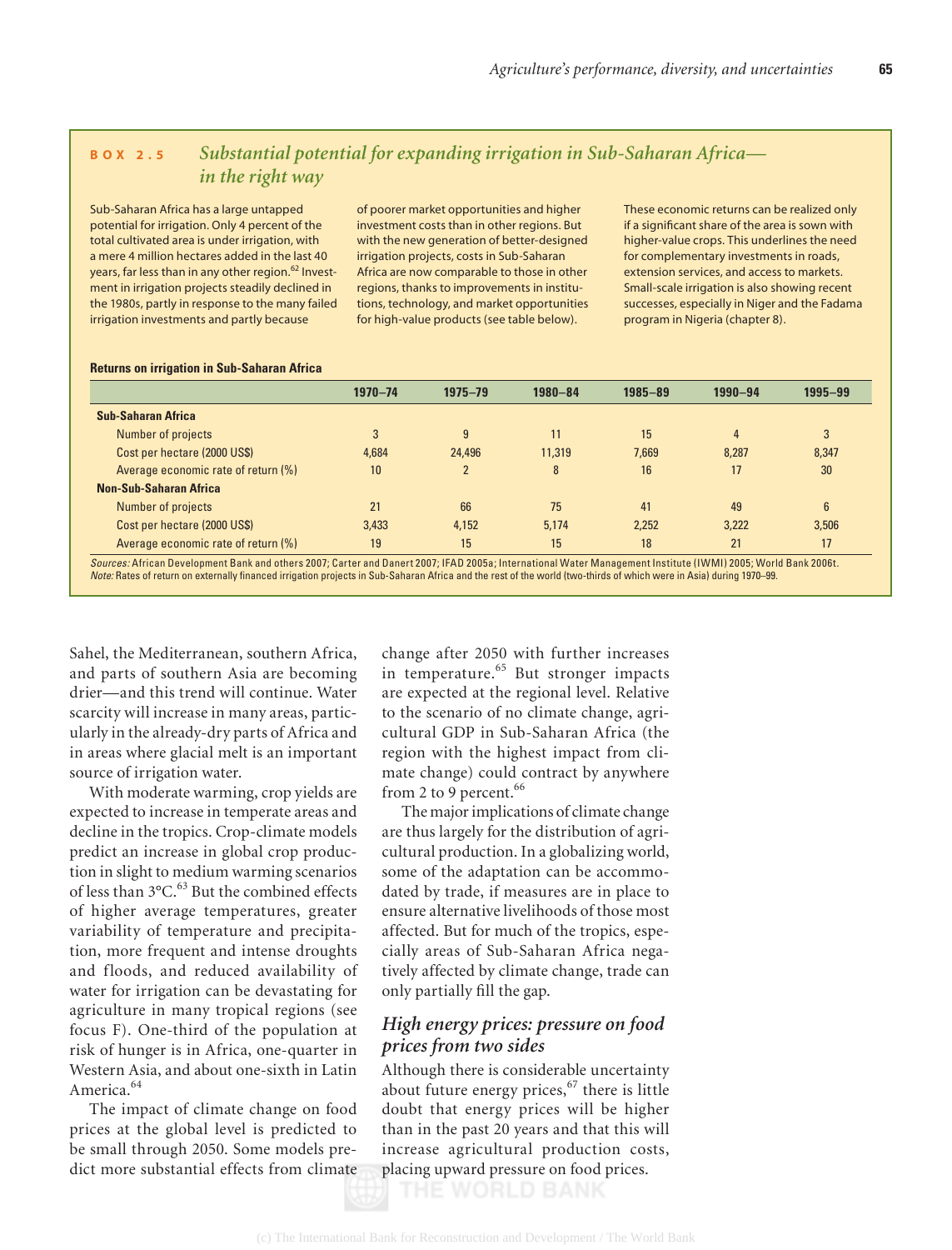## BOX 2.5 Substantial potential for expanding irrigation in Sub-Saharan Africa—in the right way

Sub-Saharan Africa has a large untapped potential for irrigation. Only 4 percent of the total cultivated area is under irrigation, with a mere 4 million hectares added in the last 40 years, far less than in any other region.[62] Investment in irrigation projects steadily declined in the 1980s, partly in response to the many failed irrigation investments and partly because of poorer market opportunities and higher investment costs than in other regions. But with the new generation of better-designed irrigation projects, costs in Sub-Saharan Africa are now comparable to those in other regions, thanks to improvements in institutions, technology, and market opportunities for high-value products (see table below).

These economic returns can be realized only if a significant share of the area is sown with higher-value crops. This underlines the need for complementary investments in roads, extension services, and access to markets. Small-scale irrigation is also showing recent successes, especially in Niger and the Fadama program in Nigeria (chapter 8).

**Returns on irrigation in Sub-Saharan Africa**

| | 1970–74 | 1975–79 | 1980–84 | 1985–89 | 1990–94 | 1995–99 |
|---|---|---|---|---|---|---|
| **Sub-Saharan Africa** | | | | | | |
| Number of projects | 3 | 9 | 11 | 15 | 4 | 3 |
| Cost per hectare (2000 US$) | 4,684 | 24,496 | 11,319 | 7,669 | 8,287 | 8,347 |
| Average economic rate of return (%) | 10 | 2 | 8 | 16 | 17 | 30 |
| **Non-Sub-Saharan Africa** | | | | | | |
| Number of projects | 21 | 66 | 75 | 41 | 49 | 6 |
| Cost per hectare (2000 US$) | 3,433 | 4,152 | 5,174 | 2,252 | 3,222 | 3,506 |
| Average economic rate of return (%) | 19 | 15 | 15 | 18 | 21 | 17 |

*Sources:* African Development Bank and others 2007; Carter and Danert 2007; IFAD 2005a; International Water Management Institute (IWMI) 2005; World Bank 2006t.
*Note:* Rates of return on externally financed irrigation projects in Sub-Saharan Africa and the rest of the world (two-thirds of which were in Asia) during 1970–99.

Sahel, the Mediterranean, southern Africa, and parts of southern Asia are becoming drier—and this trend will continue. Water scarcity will increase in many areas, particularly in the already-dry parts of Africa and in areas where glacial melt is an important source of irrigation water.

With moderate warming, crop yields are expected to increase in temperate areas and decline in the tropics. Crop-climate models predict an increase in global crop production in slight to medium warming scenarios of less than 3°C.[63] But the combined effects of higher average temperatures, greater variability of temperature and precipitation, more frequent and intense droughts and floods, and reduced availability of water for irrigation can be devastating for agriculture in many tropical regions (see focus F). One-third of the population at risk of hunger is in Africa, one-quarter in Western Asia, and about one-sixth in Latin America.[64]

The impact of climate change on food prices at the global level is predicted to be small through 2050. Some models predict more substantial effects from climate change after 2050 with further increases in temperature.[65] But stronger impacts are expected at the regional level. Relative to the scenario of no climate change, agricultural GDP in Sub-Saharan Africa (the region with the highest impact from climate change) could contract by anywhere from 2 to 9 percent.[66]

The major implications of climate change are thus largely for the distribution of agricultural production. In a globalizing world, some of the adaptation can be accommodated by trade, if measures are in place to ensure alternative livelihoods of those most affected. But for much of the tropics, especially areas of Sub-Saharan Africa negatively affected by climate change, trade can only partially fill the gap.

### *High energy prices: pressure on food prices from two sides*

Although there is considerable uncertainty about future energy prices,[67] there is little doubt that energy prices will be higher than in the past 20 years and that this will increase agricultural production costs, placing upward pressure on food prices.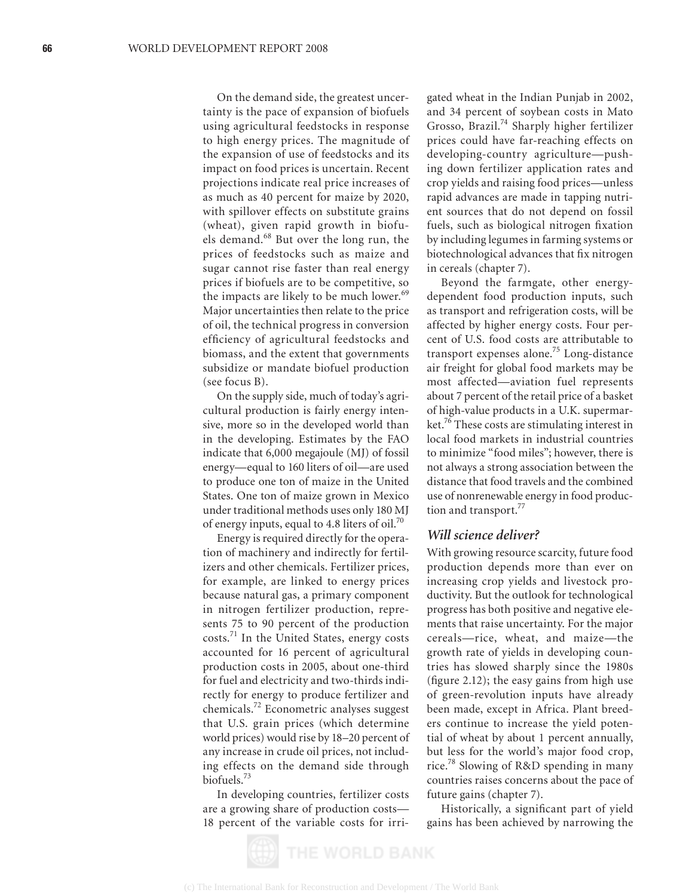On the demand side, the greatest uncertainty is the pace of expansion of biofuels using agricultural feedstocks in response to high energy prices. The magnitude of the expansion of use of feedstocks and its impact on food prices is uncertain. Recent projections indicate real price increases of as much as 40 percent for maize by 2020, with spillover effects on substitute grains (wheat), given rapid growth in biofuels demand.[68] But over the long run, the prices of feedstocks such as maize and sugar cannot rise faster than real energy prices if biofuels are to be competitive, so the impacts are likely to be much lower.[69] Major uncertainties then relate to the price of oil, the technical progress in conversion efficiency of agricultural feedstocks and biomass, and the extent that governments subsidize or mandate biofuel production (see focus B).

On the supply side, much of today's agricultural production is fairly energy intensive, more so in the developed world than in the developing. Estimates by the FAO indicate that 6,000 megajoule (MJ) of fossil energy—equal to 160 liters of oil—are used to produce one ton of maize in the United States. One ton of maize grown in Mexico under traditional methods uses only 180 MJ of energy inputs, equal to 4.8 liters of oil.[70]

Energy is required directly for the operation of machinery and indirectly for fertilizers and other chemicals. Fertilizer prices, for example, are linked to energy prices because natural gas, a primary component in nitrogen fertilizer production, represents 75 to 90 percent of the production costs.[71] In the United States, energy costs accounted for 16 percent of agricultural production costs in 2005, about one-third for fuel and electricity and two-thirds indirectly for energy to produce fertilizer and chemicals.[72] Econometric analyses suggest that U.S. grain prices (which determine world prices) would rise by 18–20 percent of any increase in crude oil prices, not including effects on the demand side through biofuels.[73]

In developing countries, fertilizer costs are a growing share of production costs—18 percent of the variable costs for irrigated wheat in the Indian Punjab in 2002, and 34 percent of soybean costs in Mato Grosso, Brazil.[74] Sharply higher fertilizer prices could have far-reaching effects on developing-country agriculture—pushing down fertilizer application rates and crop yields and raising food prices—unless rapid advances are made in tapping nutrient sources that do not depend on fossil fuels, such as biological nitrogen fixation by including legumes in farming systems or biotechnological advances that fix nitrogen in cereals (chapter 7).

Beyond the farmgate, other energy-dependent food production inputs, such as transport and refrigeration costs, will be affected by higher energy costs. Four percent of U.S. food costs are attributable to transport expenses alone.[75] Long-distance air freight for global food markets may be most affected—aviation fuel represents about 7 percent of the retail price of a basket of high-value products in a U.K. supermarket.[76] These costs are stimulating interest in local food markets in industrial countries to minimize "food miles"; however, there is not always a strong association between the distance that food travels and the combined use of nonrenewable energy in food production and transport.[77]

### *Will science deliver?*

With growing resource scarcity, future food production depends more than ever on increasing crop yields and livestock productivity. But the outlook for technological progress has both positive and negative elements that raise uncertainty. For the major cereals—rice, wheat, and maize—the growth rate of yields in developing countries has slowed sharply since the 1980s (figure 2.12); the easy gains from high use of green-revolution inputs have already been made, except in Africa. Plant breeders continue to increase the yield potential of wheat by about 1 percent annually, but less for the world's major food crop, rice.[78] Slowing of R&D spending in many countries raises concerns about the pace of future gains (chapter 7).

Historically, a significant part of yield gains has been achieved by narrowing the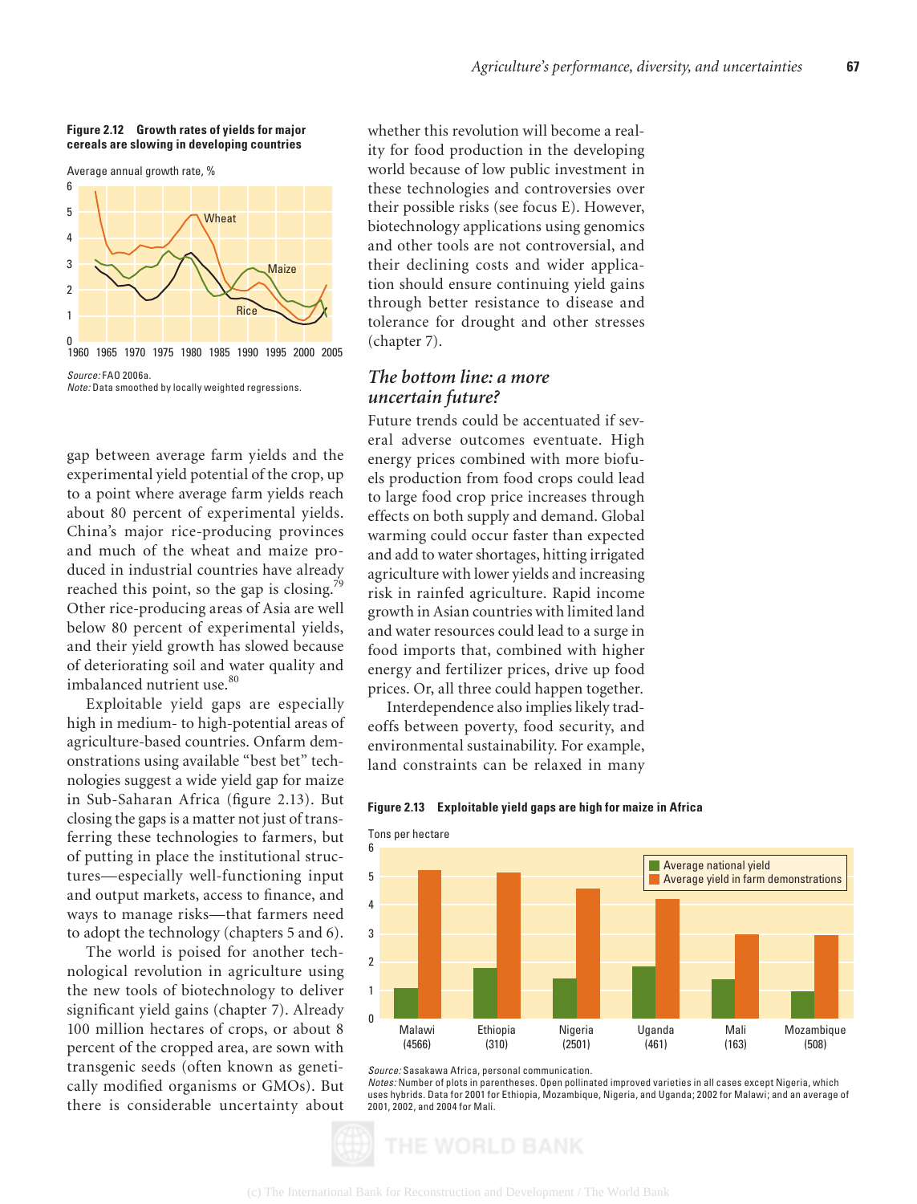**Figure 2.12 Growth rates of yields for major cereals are slowing in developing countries**

*Source:* FAO 2006a.
*Note:* Data smoothed by locally weighted regressions.

gap between average farm yields and the experimental yield potential of the crop, up to a point where average farm yields reach about 80 percent of experimental yields. China's major rice-producing provinces and much of the wheat and maize produced in industrial countries have already reached this point, so the gap is closing.[79] Other rice-producing areas of Asia are well below 80 percent of experimental yields, and their yield growth has slowed because of deteriorating soil and water quality and imbalanced nutrient use.[80]

Exploitable yield gaps are especially high in medium- to high-potential areas of agriculture-based countries. Onfarm demonstrations using available "best bet" technologies suggest a wide yield gap for maize in Sub-Saharan Africa (figure 2.13). But closing the gaps is a matter not just of transferring these technologies to farmers, but of putting in place the institutional structures—especially well-functioning input and output markets, access to finance, and ways to manage risks—that farmers need to adopt the technology (chapters 5 and 6).

The world is poised for another technological revolution in agriculture using the new tools of biotechnology to deliver significant yield gains (chapter 7). Already 100 million hectares of crops, or about 8 percent of the cropped area, are sown with transgenic seeds (often known as genetically modified organisms or GMOs). But there is considerable uncertainty about whether this revolution will become a reality for food production in the developing world because of low public investment in these technologies and controversies over their possible risks (see focus E). However, biotechnology applications using genomics and other tools are not controversial, and their declining costs and wider application should ensure continuing yield gains through better resistance to disease and tolerance for drought and other stresses (chapter 7).

## *The bottom line: a more uncertain future?*

Future trends could be accentuated if several adverse outcomes eventuate. High energy prices combined with more biofuels production from food crops could lead to large food crop price increases through effects on both supply and demand. Global warming could occur faster than expected and add to water shortages, hitting irrigated agriculture with lower yields and increasing risk in rainfed agriculture. Rapid income growth in Asian countries with limited land and water resources could lead to a surge in food imports that, combined with higher energy and fertilizer prices, drive up food prices. Or, all three could happen together.

Interdependence also implies likely tradeoffs between poverty, food security, and environmental sustainability. For example, land constraints can be relaxed in many

**Figure 2.13 Exploitable yield gaps are high for maize in Africa**

*Source:* Sasakawa Africa, personal communication.
*Notes:* Number of plots in parentheses. Open pollinated improved varieties in all cases except Nigeria, which uses hybrids. Data for 2001 for Ethiopia, Mozambique, Nigeria, and Uganda; 2002 for Malawi; and an average of 2001, 2002, and 2004 for Mali.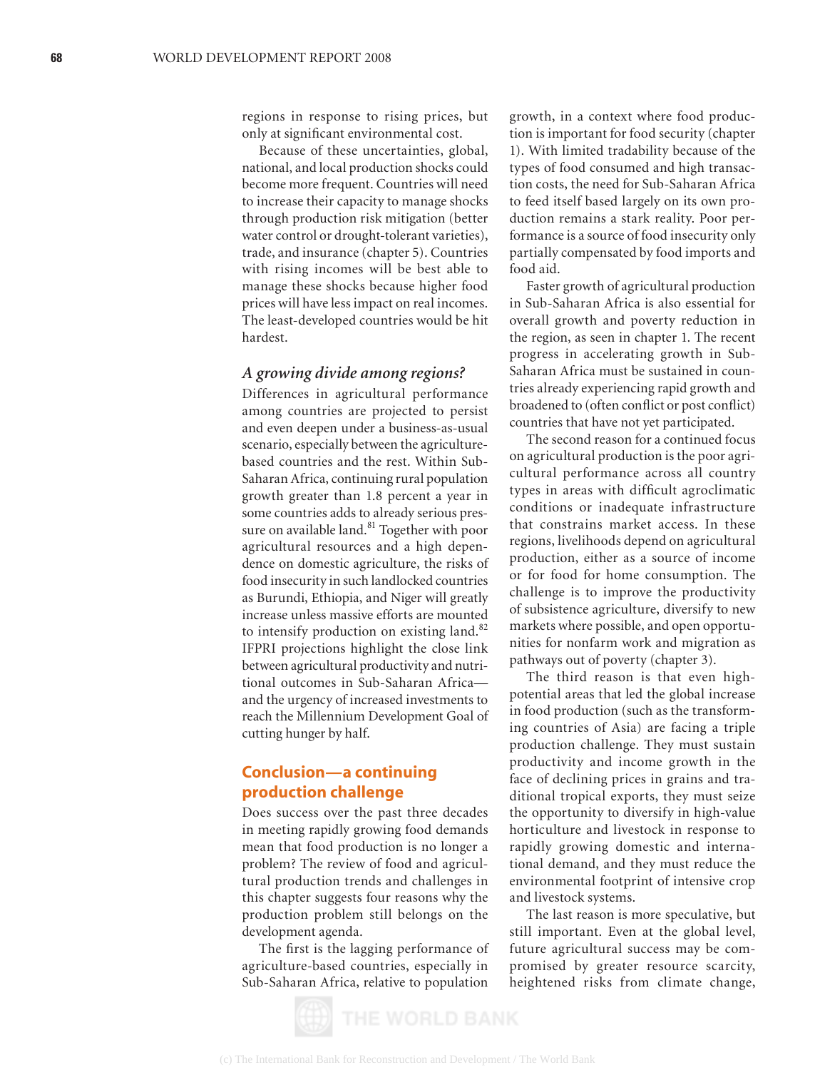regions in response to rising prices, but only at significant environmental cost.

Because of these uncertainties, global, national, and local production shocks could become more frequent. Countries will need to increase their capacity to manage shocks through production risk mitigation (better water control or drought-tolerant varieties), trade, and insurance (chapter 5). Countries with rising incomes will be best able to manage these shocks because higher food prices will have less impact on real incomes. The least-developed countries would be hit hardest.

### *A growing divide among regions?*

Differences in agricultural performance among countries are projected to persist and even deepen under a business-as-usual scenario, especially between the agriculture-based countries and the rest. Within Sub-Saharan Africa, continuing rural population growth greater than 1.8 percent a year in some countries adds to already serious pressure on available land.[81] Together with poor agricultural resources and a high dependence on domestic agriculture, the risks of food insecurity in such landlocked countries as Burundi, Ethiopia, and Niger will greatly increase unless massive efforts are mounted to intensify production on existing land.[82] IFPRI projections highlight the close link between agricultural productivity and nutritional outcomes in Sub-Saharan Africa—and the urgency of increased investments to reach the Millennium Development Goal of cutting hunger by half.

## Conclusion—a continuing production challenge

Does success over the past three decades in meeting rapidly growing food demands mean that food production is no longer a problem? The review of food and agricultural production trends and challenges in this chapter suggests four reasons why the production problem still belongs on the development agenda.

The first is the lagging performance of agriculture-based countries, especially in Sub-Saharan Africa, relative to population growth, in a context where food production is important for food security (chapter 1). With limited tradability because of the types of food consumed and high transaction costs, the need for Sub-Saharan Africa to feed itself based largely on its own production remains a stark reality. Poor performance is a source of food insecurity only partially compensated by food imports and food aid.

Faster growth of agricultural production in Sub-Saharan Africa is also essential for overall growth and poverty reduction in the region, as seen in chapter 1. The recent progress in accelerating growth in Sub-Saharan Africa must be sustained in countries already experiencing rapid growth and broadened to (often conflict or post conflict) countries that have not yet participated.

The second reason for a continued focus on agricultural production is the poor agricultural performance across all country types in areas with difficult agroclimatic conditions or inadequate infrastructure that constrains market access. In these regions, livelihoods depend on agricultural production, either as a source of income or for food for home consumption. The challenge is to improve the productivity of subsistence agriculture, diversify to new markets where possible, and open opportunities for nonfarm work and migration as pathways out of poverty (chapter 3).

The third reason is that even high-potential areas that led the global increase in food production (such as the transforming countries of Asia) are facing a triple production challenge. They must sustain productivity and income growth in the face of declining prices in grains and traditional tropical exports, they must seize the opportunity to diversify in high-value horticulture and livestock in response to rapidly growing domestic and international demand, and they must reduce the environmental footprint of intensive crop and livestock systems.

The last reason is more speculative, but still important. Even at the global level, future agricultural success may be compromised by greater resource scarcity, heightened risks from climate change,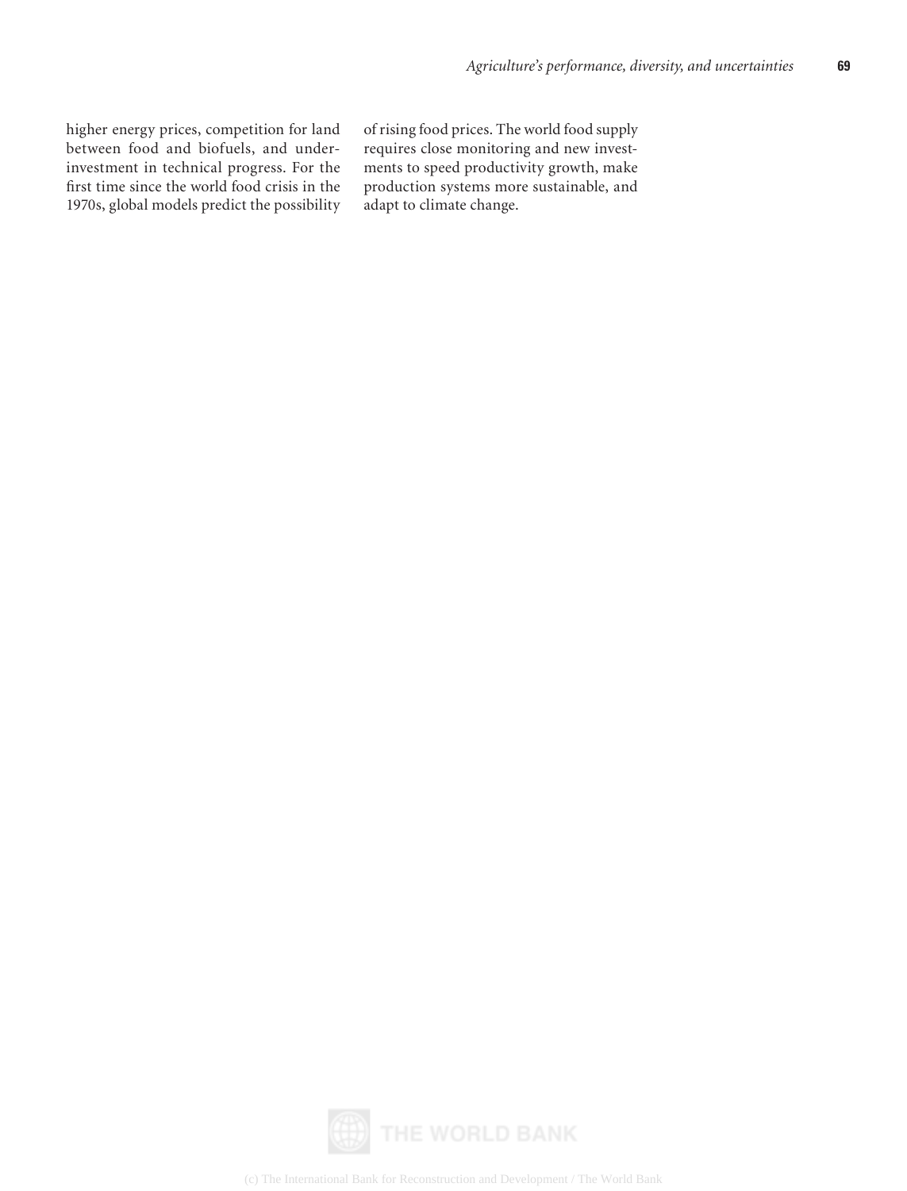higher energy prices, competition for land between food and biofuels, and underinvestment in technical progress. For the first time since the world food crisis in the 1970s, global models predict the possibility of rising food prices. The world food supply requires close monitoring and new investments to speed productivity growth, make production systems more sustainable, and adapt to climate change.